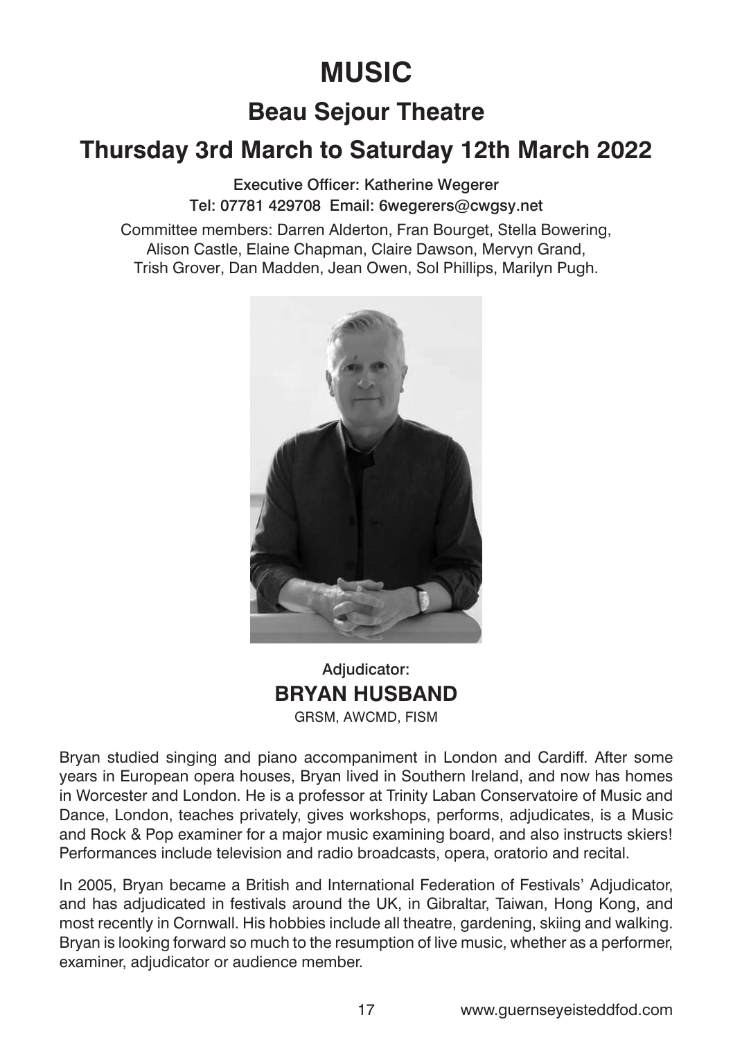# MUSIC

## Beau Sejour Theatre

## Thursday 3rd March to Saturday 12th March 2022

Executive Officer: Katherine Wegerer
Tel: 07781 429708 Email: 6wegerers@cwgsy.net

Committee members: Darren Alderton, Fran Bourget, Stella Bowering, Alison Castle, Elaine Chapman, Claire Dawson, Mervyn Grand, Trish Grover, Dan Madden, Jean Owen, Sol Phillips, Marilyn Pugh.

Adjudicator:
**BRYAN HUSBAND**
GRSM, AWCMD, FISM

Bryan studied singing and piano accompaniment in London and Cardiff. After some years in European opera houses, Bryan lived in Southern Ireland, and now has homes in Worcester and London. He is a professor at Trinity Laban Conservatoire of Music and Dance, London, teaches privately, gives workshops, performs, adjudicates, is a Music and Rock & Pop examiner for a major music examining board, and also instructs skiers! Performances include television and radio broadcasts, opera, oratorio and recital.

In 2005, Bryan became a British and International Federation of Festivals' Adjudicator, and has adjudicated in festivals around the UK, in Gibraltar, Taiwan, Hong Kong, and most recently in Cornwall. His hobbies include all theatre, gardening, skiing and walking. Bryan is looking forward so much to the resumption of live music, whether as a performer, examiner, adjudicator or audience member.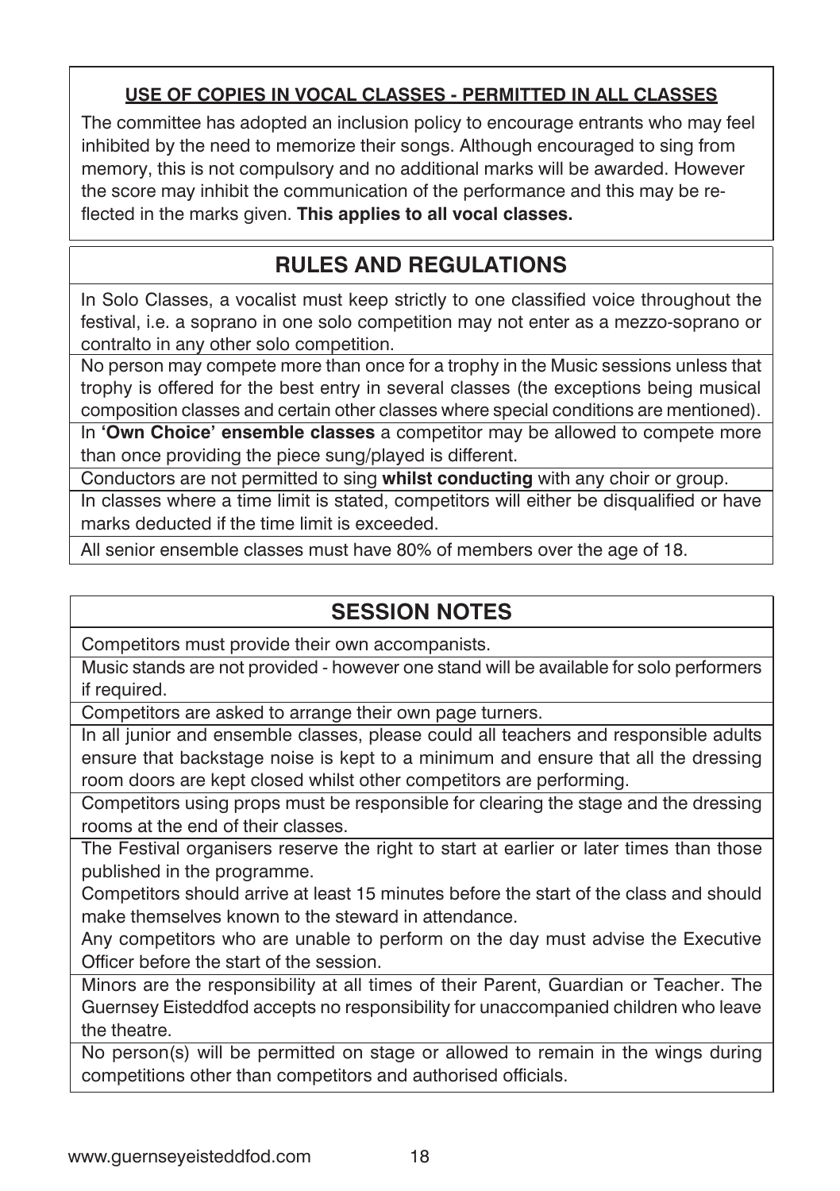**USE OF COPIES IN VOCAL CLASSES - PERMITTED IN ALL CLASSES**

The committee has adopted an inclusion policy to encourage entrants who may feel inhibited by the need to memorize their songs. Although encouraged to sing from memory, this is not compulsory and no additional marks will be awarded. However the score may inhibit the communication of the performance and this may be reflected in the marks given. **This applies to all vocal classes.**

## RULES AND REGULATIONS

In Solo Classes, a vocalist must keep strictly to one classified voice throughout the festival, i.e. a soprano in one solo competition may not enter as a mezzo-soprano or contralto in any other solo competition.

No person may compete more than once for a trophy in the Music sessions unless that trophy is offered for the best entry in several classes (the exceptions being musical composition classes and certain other classes where special conditions are mentioned).

In **'Own Choice' ensemble classes** a competitor may be allowed to compete more than once providing the piece sung/played is different.

Conductors are not permitted to sing **whilst conducting** with any choir or group.

In classes where a time limit is stated, competitors will either be disqualified or have marks deducted if the time limit is exceeded.

All senior ensemble classes must have 80% of members over the age of 18.

## SESSION NOTES

Competitors must provide their own accompanists.

Music stands are not provided - however one stand will be available for solo performers if required.

Competitors are asked to arrange their own page turners.

In all junior and ensemble classes, please could all teachers and responsible adults ensure that backstage noise is kept to a minimum and ensure that all the dressing room doors are kept closed whilst other competitors are performing.

Competitors using props must be responsible for clearing the stage and the dressing rooms at the end of their classes.

The Festival organisers reserve the right to start at earlier or later times than those published in the programme.

Competitors should arrive at least 15 minutes before the start of the class and should make themselves known to the steward in attendance.

Any competitors who are unable to perform on the day must advise the Executive Officer before the start of the session.

Minors are the responsibility at all times of their Parent, Guardian or Teacher. The Guernsey Eisteddfod accepts no responsibility for unaccompanied children who leave the theatre.

No person(s) will be permitted on stage or allowed to remain in the wings during competitions other than competitors and authorised officials.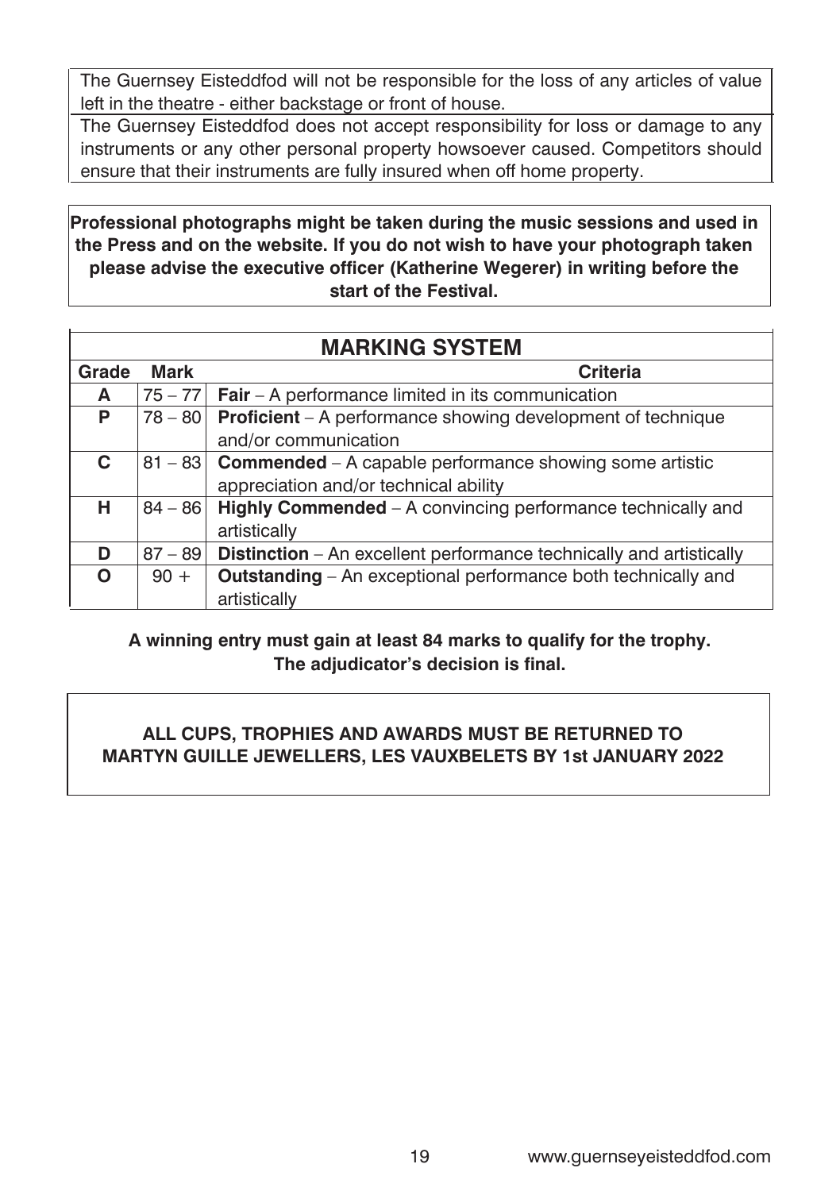The Guernsey Eisteddfod will not be responsible for the loss of any articles of value left in the theatre - either backstage or front of house.

The Guernsey Eisteddfod does not accept responsibility for loss or damage to any instruments or any other personal property howsoever caused. Competitors should ensure that their instruments are fully insured when off home property.

**Professional photographs might be taken during the music sessions and used in the Press and on the website. If you do not wish to have your photograph taken please advise the executive officer (Katherine Wegerer) in writing before the start of the Festival.**

## MARKING SYSTEM

| Grade | Mark | Criteria |
|---|---|---|
| A | 75 – 77 | **Fair** – A performance limited in its communication |
| P | 78 – 80 | **Proficient** – A performance showing development of technique and/or communication |
| C | 81 – 83 | **Commended** – A capable performance showing some artistic appreciation and/or technical ability |
| H | 84 – 86 | **Highly Commended** – A convincing performance technically and artistically |
| D | 87 – 89 | **Distinction** – An excellent performance technically and artistically |
| O | 90 + | **Outstanding** – An exceptional performance both technically and artistically |

**A winning entry must gain at least 84 marks to qualify for the trophy.**
**The adjudicator's decision is final.**

**ALL CUPS, TROPHIES AND AWARDS MUST BE RETURNED TO MARTYN GUILLE JEWELLERS, LES VAUXBELETS BY 1st JANUARY 2022**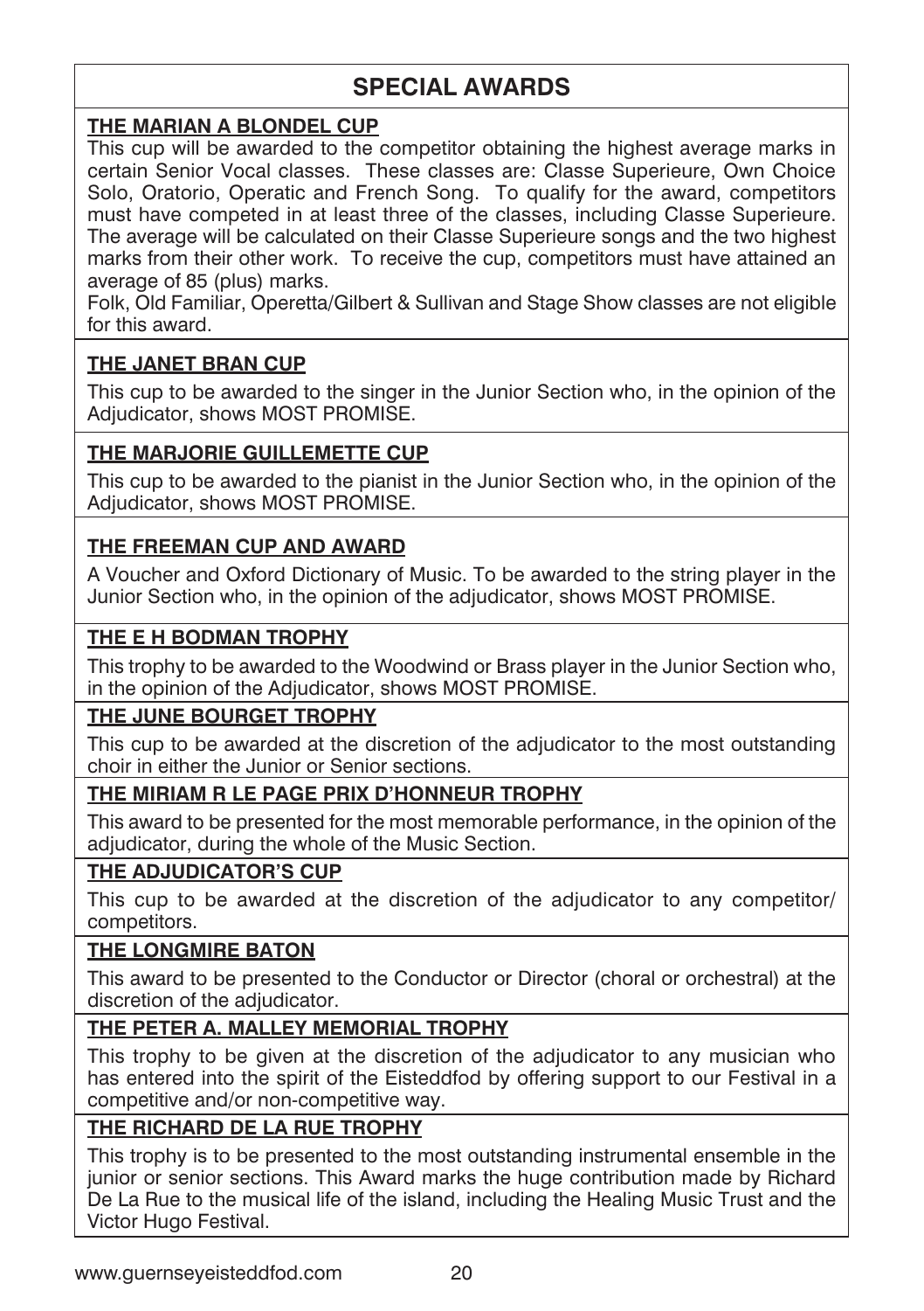# SPECIAL AWARDS

### THE MARIAN A BLONDEL CUP

This cup will be awarded to the competitor obtaining the highest average marks in certain Senior Vocal classes. These classes are: Classe Superieure, Own Choice Solo, Oratorio, Operatic and French Song. To qualify for the award, competitors must have competed in at least three of the classes, including Classe Superieure. The average will be calculated on their Classe Superieure songs and the two highest marks from their other work. To receive the cup, competitors must have attained an average of 85 (plus) marks.

Folk, Old Familiar, Operetta/Gilbert & Sullivan and Stage Show classes are not eligible for this award.

### THE JANET BRAN CUP

This cup to be awarded to the singer in the Junior Section who, in the opinion of the Adjudicator, shows MOST PROMISE.

### THE MARJORIE GUILLEMETTE CUP

This cup to be awarded to the pianist in the Junior Section who, in the opinion of the Adjudicator, shows MOST PROMISE.

### THE FREEMAN CUP AND AWARD

A Voucher and Oxford Dictionary of Music. To be awarded to the string player in the Junior Section who, in the opinion of the adjudicator, shows MOST PROMISE.

### THE E H BODMAN TROPHY

This trophy to be awarded to the Woodwind or Brass player in the Junior Section who, in the opinion of the Adjudicator, shows MOST PROMISE.

### THE JUNE BOURGET TROPHY

This cup to be awarded at the discretion of the adjudicator to the most outstanding choir in either the Junior or Senior sections.

### THE MIRIAM R LE PAGE PRIX D'HONNEUR TROPHY

This award to be presented for the most memorable performance, in the opinion of the adjudicator, during the whole of the Music Section.

### THE ADJUDICATOR'S CUP

This cup to be awarded at the discretion of the adjudicator to any competitor/ competitors.

### THE LONGMIRE BATON

This award to be presented to the Conductor or Director (choral or orchestral) at the discretion of the adjudicator.

### THE PETER A. MALLEY MEMORIAL TROPHY

This trophy to be given at the discretion of the adjudicator to any musician who has entered into the spirit of the Eisteddfod by offering support to our Festival in a competitive and/or non-competitive way.

### THE RICHARD DE LA RUE TROPHY

This trophy is to be presented to the most outstanding instrumental ensemble in the junior or senior sections. This Award marks the huge contribution made by Richard De La Rue to the musical life of the island, including the Healing Music Trust and the Victor Hugo Festival.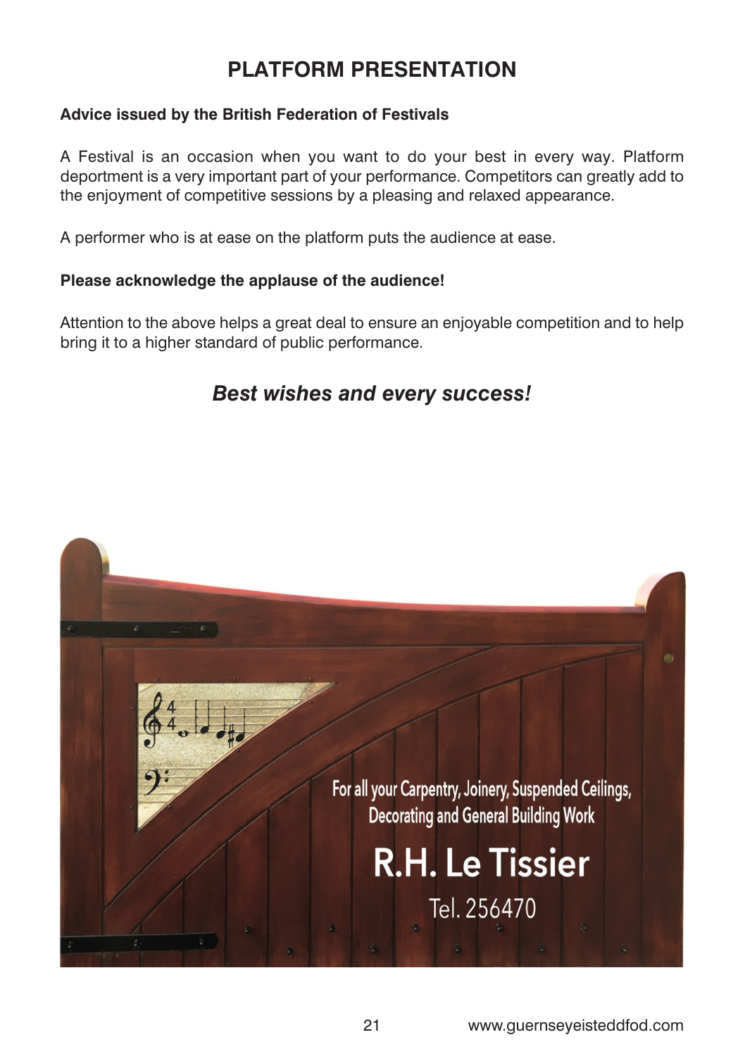# PLATFORM PRESENTATION

**Advice issued by the British Federation of Festivals**

A Festival is an occasion when you want to do your best in every way. Platform deportment is a very important part of your performance. Competitors can greatly add to the enjoyment of competitive sessions by a pleasing and relaxed appearance.

A performer who is at ease on the platform puts the audience at ease.

**Please acknowledge the applause of the audience!**

Attention to the above helps a great deal to ensure an enjoyable competition and to help bring it to a higher standard of public performance.

***Best wishes and every success!***

For all your Carpentry, Joinery, Suspended Ceilings, Decorating and General Building Work

**R.H. Le Tissier**

Tel. 256470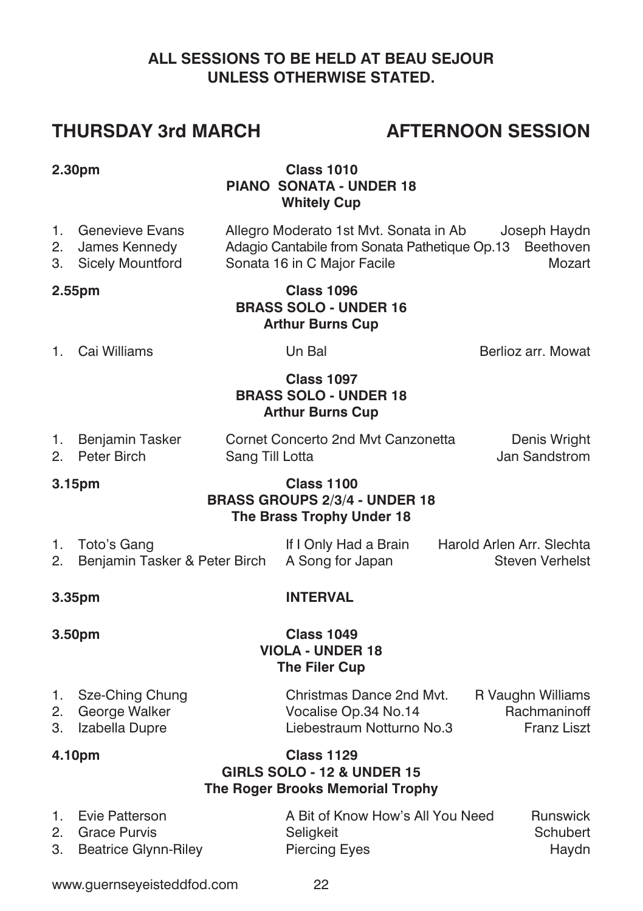**ALL SESSIONS TO BE HELD AT BEAU SEJOUR UNLESS OTHERWISE STATED.**

## THURSDAY 3rd MARCH — AFTERNOON SESSION

**2.30pm**

**Class 1010**
**PIANO SONATA - UNDER 18**
**Whitely Cup**

| | Performer | Piece | Composer |
|---|---|---|---|
| 1. | Genevieve Evans | Allegro Moderato 1st Mvt. Sonata in Ab | Joseph Haydn |
| 2. | James Kennedy | Adagio Cantabile from Sonata Pathetique Op.13 | Beethoven |
| 3. | Sicely Mountford | Sonata 16 in C Major Facile | Mozart |

**2.55pm**

**Class 1096**
**BRASS SOLO - UNDER 16**
**Arthur Burns Cup**

| | Performer | Piece | Composer |
|---|---|---|---|
| 1. | Cai Williams | Un Bal | Berlioz arr. Mowat |

**Class 1097**
**BRASS SOLO - UNDER 18**
**Arthur Burns Cup**

| | Performer | Piece | Composer |
|---|---|---|---|
| 1. | Benjamin Tasker | Cornet Concerto 2nd Mvt Canzonetta | Denis Wright |
| 2. | Peter Birch | Sang Till Lotta | Jan Sandstrom |

**3.15pm**

**Class 1100**
**BRASS GROUPS 2/3/4 - UNDER 18**
**The Brass Trophy Under 18**

| | Performer | Piece | Composer |
|---|---|---|---|
| 1. | Toto's Gang | If I Only Had a Brain | Harold Arlen Arr. Slechta |
| 2. | Benjamin Tasker & Peter Birch | A Song for Japan | Steven Verhelst |

**3.35pm** **INTERVAL**

**3.50pm**

**Class 1049**
**VIOLA - UNDER 18**
**The Filer Cup**

| | Performer | Piece | Composer |
|---|---|---|---|
| 1. | Sze-Ching Chung | Christmas Dance 2nd Mvt. | R Vaughn Williams |
| 2. | George Walker | Vocalise Op.34 No.14 | Rachmaninoff |
| 3. | Izabella Dupre | Liebestraum Notturno No.3 | Franz Liszt |

**4.10pm**

**Class 1129**
**GIRLS SOLO - 12 & UNDER 15**
**The Roger Brooks Memorial Trophy**

| | Performer | Piece | Composer |
|---|---|---|---|
| 1. | Evie Patterson | A Bit of Know How's All You Need | Runswick |
| 2. | Grace Purvis | Seligkeit | Schubert |
| 3. | Beatrice Glynn-Riley | Piercing Eyes | Haydn |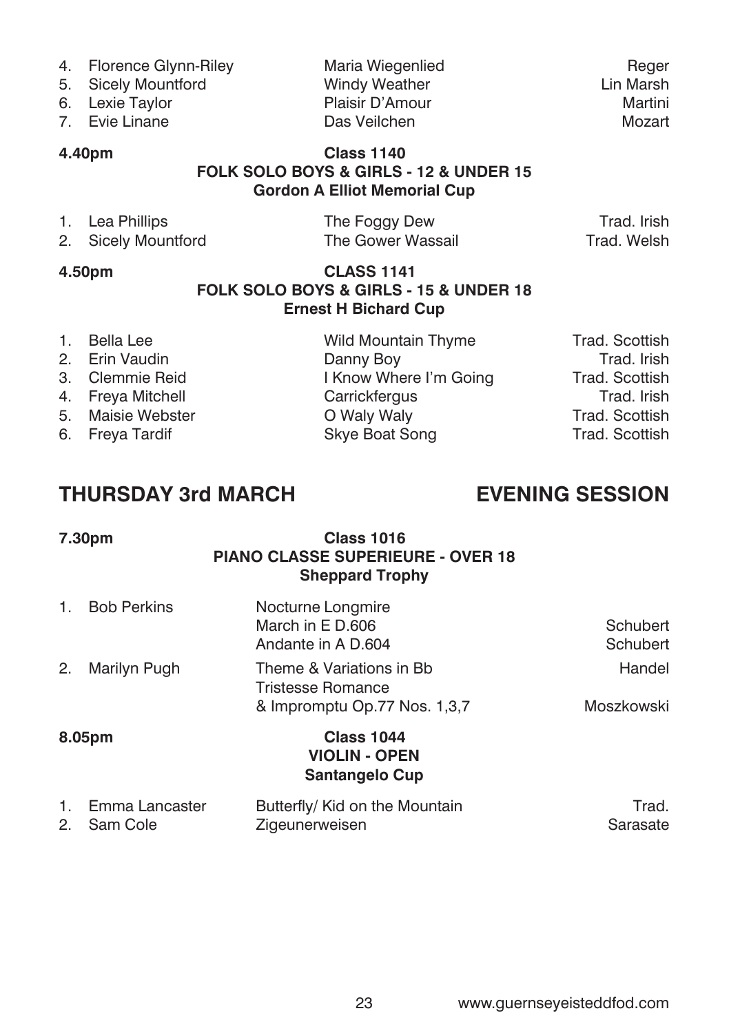| | | |
|---|---|---|
| 4. Florence Glynn-Riley | Maria Wiegenlied | Reger |
| 5. Sicely Mountford | Windy Weather | Lin Marsh |
| 6. Lexie Taylor | Plaisir D'Amour | Martini |
| 7. Evie Linane | Das Veilchen | Mozart |

**4.40pm** **Class 1140**
**FOLK SOLO BOYS & GIRLS - 12 & UNDER 15**
**Gordon A Elliot Memorial Cup**

| | | |
|---|---|---|
| 1. Lea Phillips | The Foggy Dew | Trad. Irish |
| 2. Sicely Mountford | The Gower Wassail | Trad. Welsh |

**4.50pm** **CLASS 1141**
**FOLK SOLO BOYS & GIRLS - 15 & UNDER 18**
**Ernest H Bichard Cup**

| | | |
|---|---|---|
| 1. Bella Lee | Wild Mountain Thyme | Trad. Scottish |
| 2. Erin Vaudin | Danny Boy | Trad. Irish |
| 3. Clemmie Reid | I Know Where I'm Going | Trad. Scottish |
| 4. Freya Mitchell | Carrickfergus | Trad. Irish |
| 5. Maisie Webster | O Waly Waly | Trad. Scottish |
| 6. Freya Tardif | Skye Boat Song | Trad. Scottish |

## THURSDAY 3rd MARCH — EVENING SESSION

**7.30pm** **Class 1016**
**PIANO CLASSE SUPERIEURE - OVER 18**
**Sheppard Trophy**

| | | |
|---|---|---|
| 1. Bob Perkins | Nocturne Longmire | |
| | March in E D.606 | Schubert |
| | Andante in A D.604 | Schubert |
| 2. Marilyn Pugh | Theme & Variations in Bb | Handel |
| | Tristesse Romance | |
| | & Impromptu Op.77 Nos. 1,3,7 | Moszkowski |

**8.05pm** **Class 1044**
**VIOLIN - OPEN**
**Santangelo Cup**

| | | |
|---|---|---|
| 1. Emma Lancaster | Butterfly/ Kid on the Mountain | Trad. |
| 2. Sam Cole | Zigeunerweisen | Sarasate |

www.guernseyeisteddfod.com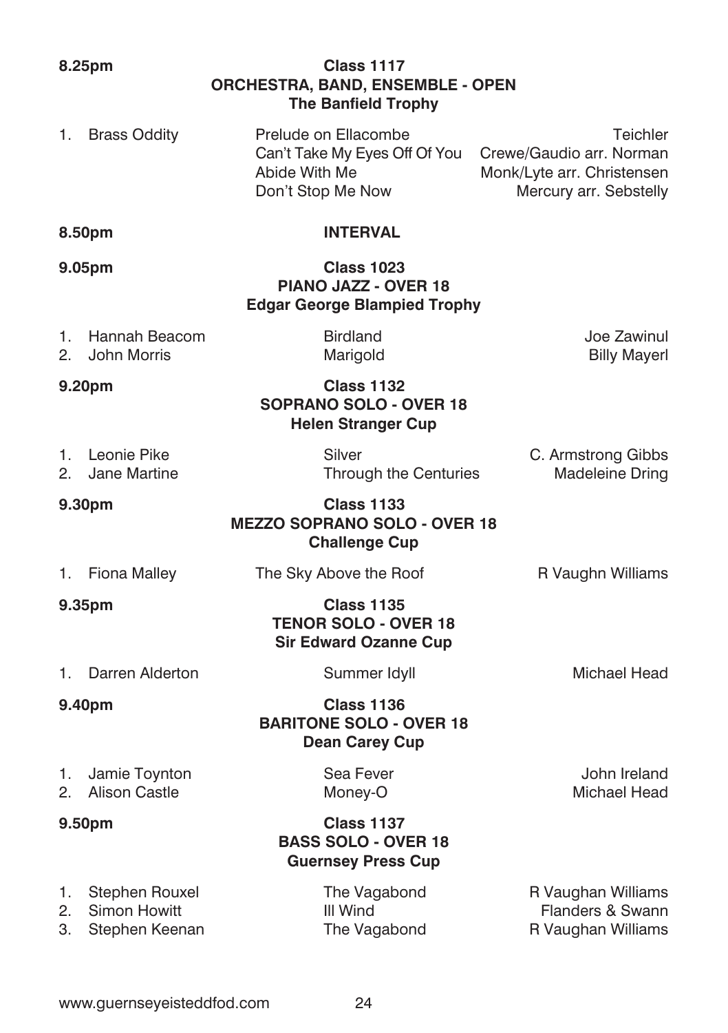**8.25pm** **Class 1117**
**ORCHESTRA, BAND, ENSEMBLE - OPEN**
**The Banfield Trophy**

| | | | |
|---|---|---|---|
| 1. | Brass Oddity | Prelude on Ellacombe | Teichler |
| | | Can't Take My Eyes Off Of You | Crewe/Gaudio arr. Norman |
| | | Abide With Me | Monk/Lyte arr. Christensen |
| | | Don't Stop Me Now | Mercury arr. Sebstelly |

**8.50pm** **INTERVAL**

**9.05pm** **Class 1023**
**PIANO JAZZ - OVER 18**
**Edgar George Blampied Trophy**

| | | | |
|---|---|---|---|
| 1. | Hannah Beacom | Birdland | Joe Zawinul |
| 2. | John Morris | Marigold | Billy Mayerl |

**9.20pm** **Class 1132**
**SOPRANO SOLO - OVER 18**
**Helen Stranger Cup**

| | | | |
|---|---|---|---|
| 1. | Leonie Pike | Silver | C. Armstrong Gibbs |
| 2. | Jane Martine | Through the Centuries | Madeleine Dring |

**9.30pm** **Class 1133**
**MEZZO SOPRANO SOLO - OVER 18**
**Challenge Cup**

| | | | |
|---|---|---|---|
| 1. | Fiona Malley | The Sky Above the Roof | R Vaughn Williams |

**9.35pm** **Class 1135**
**TENOR SOLO - OVER 18**
**Sir Edward Ozanne Cup**

| | | | |
|---|---|---|---|
| 1. | Darren Alderton | Summer Idyll | Michael Head |

**9.40pm** **Class 1136**
**BARITONE SOLO - OVER 18**
**Dean Carey Cup**

| | | | |
|---|---|---|---|
| 1. | Jamie Toynton | Sea Fever | John Ireland |
| 2. | Alison Castle | Money-O | Michael Head |

**9.50pm** **Class 1137**
**BASS SOLO - OVER 18**
**Guernsey Press Cup**

| | | | |
|---|---|---|---|
| 1. | Stephen Rouxel | The Vagabond | R Vaughan Williams |
| 2. | Simon Howitt | Ill Wind | Flanders & Swann |
| 3. | Stephen Keenan | The Vagabond | R Vaughan Williams |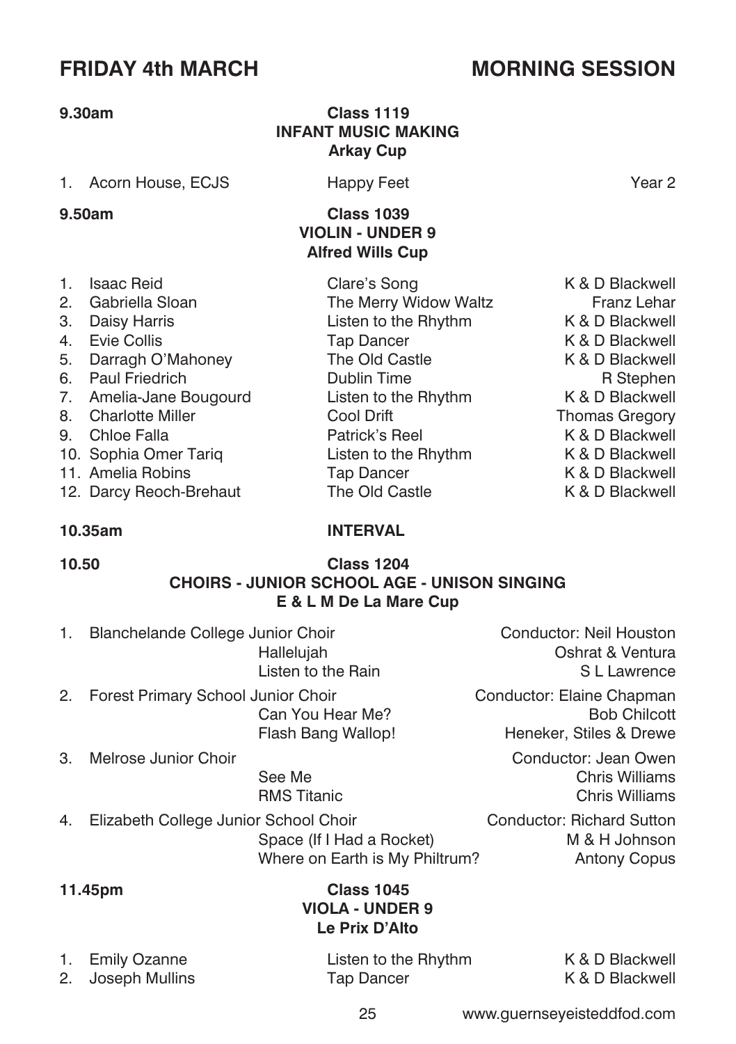## FRIDAY 4th MARCH — MORNING SESSION

**9.30am** — **Class 1119**
**INFANT MUSIC MAKING**
**Arkay Cup**

1. Acorn House, ECJS — Happy Feet — Year 2

**9.50am** — **Class 1039**
**VIOLIN - UNDER 9**
**Alfred Wills Cup**

| | Name | Piece | Composer |
|---|---|---|---|
| 1. | Isaac Reid | Clare's Song | K & D Blackwell |
| 2. | Gabriella Sloan | The Merry Widow Waltz | Franz Lehar |
| 3. | Daisy Harris | Listen to the Rhythm | K & D Blackwell |
| 4. | Evie Collis | Tap Dancer | K & D Blackwell |
| 5. | Darragh O'Mahoney | The Old Castle | K & D Blackwell |
| 6. | Paul Friedrich | Dublin Time | R Stephen |
| 7. | Amelia-Jane Bougourd | Listen to the Rhythm | K & D Blackwell |
| 8. | Charlotte Miller | Cool Drift | Thomas Gregory |
| 9. | Chloe Falla | Patrick's Reel | K & D Blackwell |
| 10. | Sophia Omer Tariq | Listen to the Rhythm | K & D Blackwell |
| 11. | Amelia Robins | Tap Dancer | K & D Blackwell |
| 12. | Darcy Reoch-Brehaut | The Old Castle | K & D Blackwell |

**10.35am** — **INTERVAL**

**10.50** — **Class 1204**
**CHOIRS - JUNIOR SCHOOL AGE - UNISON SINGING**
**E & L M De La Mare Cup**

1. Blanchelande College Junior Choir — Conductor: Neil Houston
   - Hallelujah — Oshrat & Ventura
   - Listen to the Rain — S L Lawrence
2. Forest Primary School Junior Choir — Conductor: Elaine Chapman
   - Can You Hear Me? — Bob Chilcott
   - Flash Bang Wallop! — Heneker, Stiles & Drewe
3. Melrose Junior Choir — Conductor: Jean Owen
   - See Me — Chris Williams
   - RMS Titanic — Chris Williams
4. Elizabeth College Junior School Choir — Conductor: Richard Sutton
   - Space (If I Had a Rocket) — M & H Johnson
   - Where on Earth is My Philtrum? — Antony Copus

**11.45pm** — **Class 1045**
**VIOLA - UNDER 9**
**Le Prix D'Alto**

| | Name | Piece | Composer |
|---|---|---|---|
| 1. | Emily Ozanne | Listen to the Rhythm | K & D Blackwell |
| 2. | Joseph Mullins | Tap Dancer | K & D Blackwell |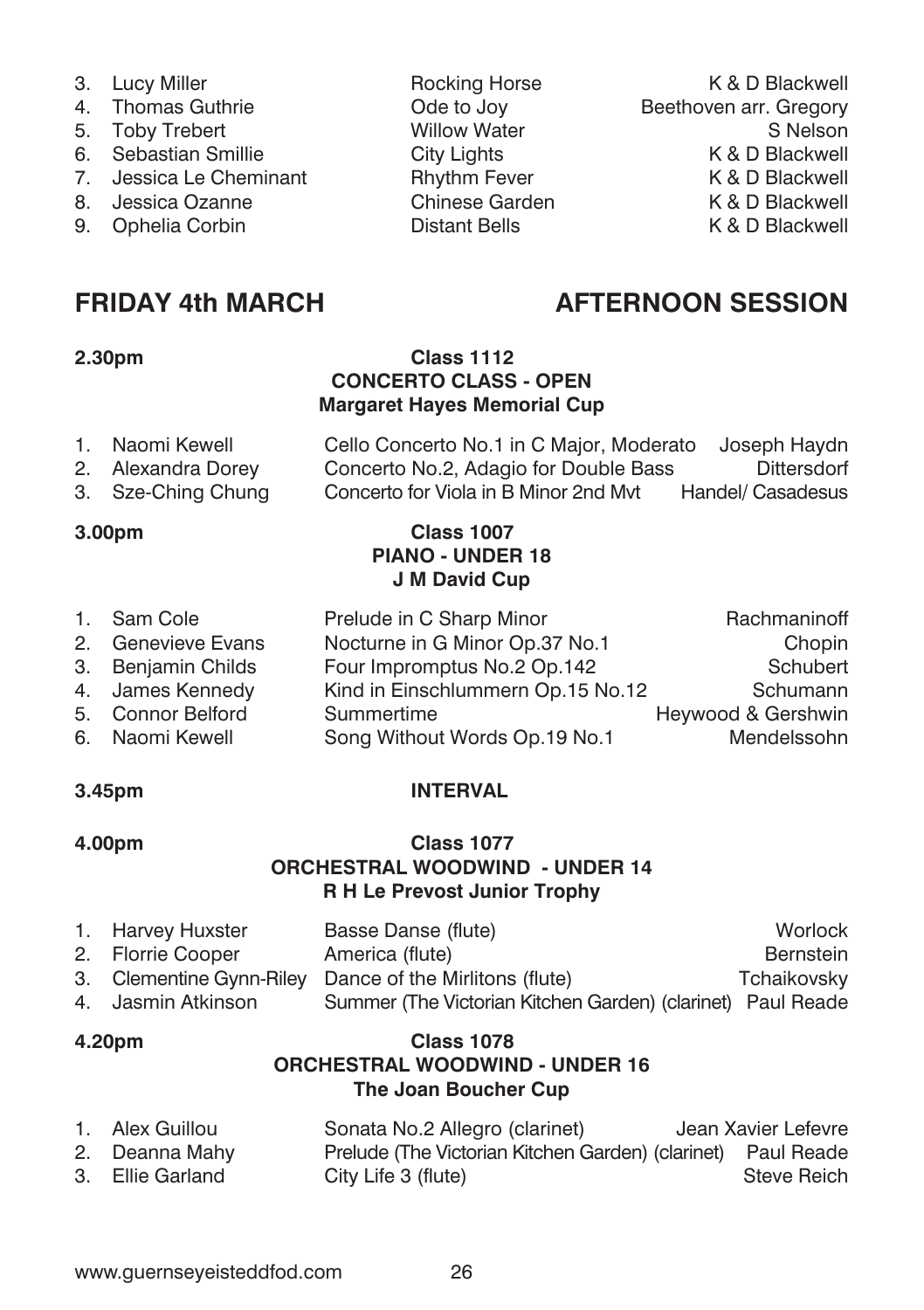| | | | |
|---|---|---|---|
| 3. | Lucy Miller | Rocking Horse | K & D Blackwell |
| 4. | Thomas Guthrie | Ode to Joy | Beethoven arr. Gregory |
| 5. | Toby Trebert | Willow Water | S Nelson |
| 6. | Sebastian Smillie | City Lights | K & D Blackwell |
| 7. | Jessica Le Cheminant | Rhythm Fever | K & D Blackwell |
| 8. | Jessica Ozanne | Chinese Garden | K & D Blackwell |
| 9. | Ophelia Corbin | Distant Bells | K & D Blackwell |

## FRIDAY 4th MARCH — AFTERNOON SESSION

**2.30pm** **Class 1112**
**CONCERTO CLASS - OPEN**
**Margaret Hayes Memorial Cup**

| | | | |
|---|---|---|---|
| 1. | Naomi Kewell | Cello Concerto No.1 in C Major, Moderato | Joseph Haydn |
| 2. | Alexandra Dorey | Concerto No.2, Adagio for Double Bass | Dittersdorf |
| 3. | Sze-Ching Chung | Concerto for Viola in B Minor 2nd Mvt | Handel/ Casadesus |

**3.00pm** **Class 1007**
**PIANO - UNDER 18**
**J M David Cup**

| | | | |
|---|---|---|---|
| 1. | Sam Cole | Prelude in C Sharp Minor | Rachmaninoff |
| 2. | Genevieve Evans | Nocturne in G Minor Op.37 No.1 | Chopin |
| 3. | Benjamin Childs | Four Impromptus No.2 Op.142 | Schubert |
| 4. | James Kennedy | Kind in Einschlummern Op.15 No.12 | Schumann |
| 5. | Connor Belford | Summertime | Heywood & Gershwin |
| 6. | Naomi Kewell | Song Without Words Op.19 No.1 | Mendelssohn |

**3.45pm** **INTERVAL**

**4.00pm** **Class 1077**
**ORCHESTRAL WOODWIND - UNDER 14**
**R H Le Prevost Junior Trophy**

| | | | |
|---|---|---|---|
| 1. | Harvey Huxster | Basse Danse (flute) | Worlock |
| 2. | Florrie Cooper | America (flute) | Bernstein |
| 3. | Clementine Gynn-Riley | Dance of the Mirlitons (flute) | Tchaikovsky |
| 4. | Jasmin Atkinson | Summer (The Victorian Kitchen Garden) (clarinet) | Paul Reade |

**4.20pm** **Class 1078**
**ORCHESTRAL WOODWIND - UNDER 16**
**The Joan Boucher Cup**

| | | | |
|---|---|---|---|
| 1. | Alex Guillou | Sonata No.2 Allegro (clarinet) | Jean Xavier Lefevre |
| 2. | Deanna Mahy | Prelude (The Victorian Kitchen Garden) (clarinet) | Paul Reade |
| 3. | Ellie Garland | City Life 3 (flute) | Steve Reich |

www.guernseyeisteddfod.com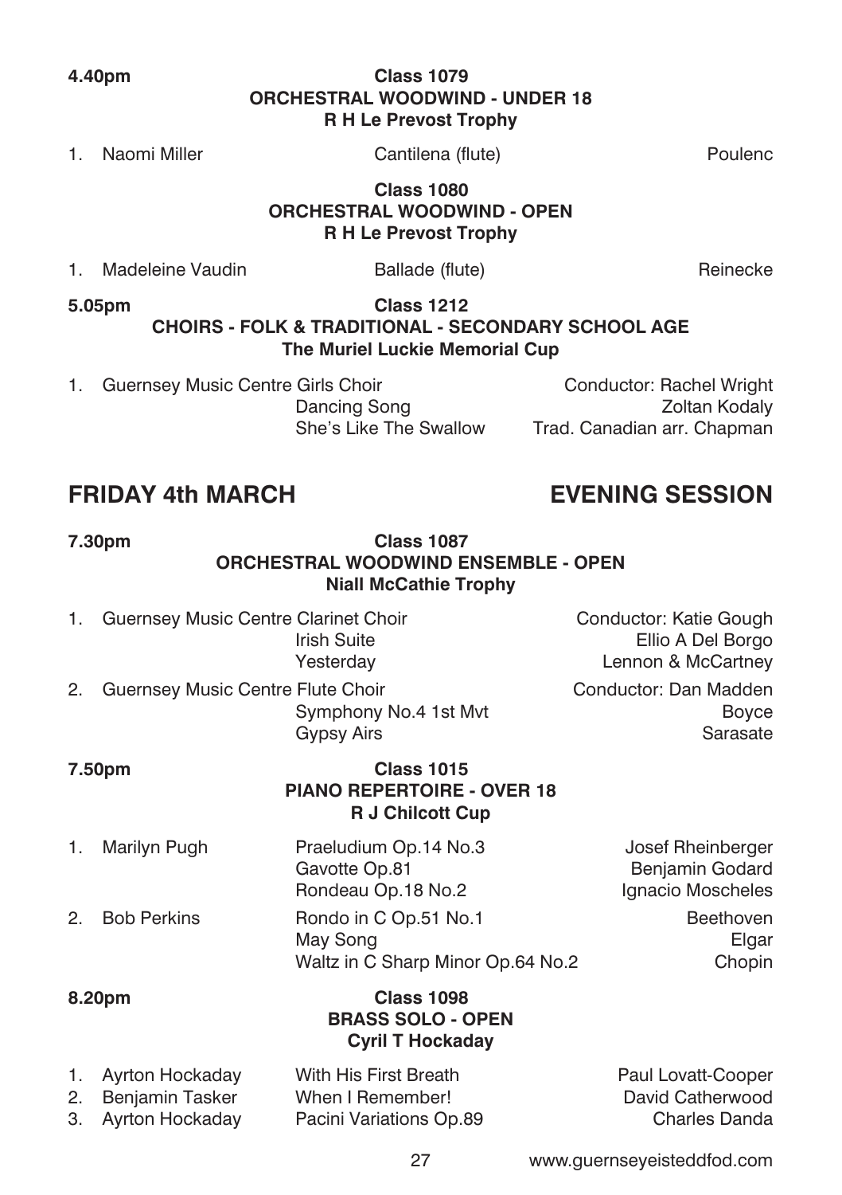**4.40pm** **Class 1079**

**ORCHESTRAL WOODWIND - UNDER 18**

**R H Le Prevost Trophy**

1. Naomi Miller — Cantilena (flute) — Poulenc

**Class 1080**

**ORCHESTRAL WOODWIND - OPEN**

**R H Le Prevost Trophy**

1. Madeleine Vaudin — Ballade (flute) — Reinecke

**5.05pm** **Class 1212**

**CHOIRS - FOLK & TRADITIONAL - SECONDARY SCHOOL AGE**

**The Muriel Luckie Memorial Cup**

1. Guernsey Music Centre Girls Choir — Conductor: Rachel Wright
   - Dancing Song — Zoltan Kodaly
   - She's Like The Swallow — Trad. Canadian arr. Chapman

## FRIDAY 4th MARCH — EVENING SESSION

**7.30pm** **Class 1087**

**ORCHESTRAL WOODWIND ENSEMBLE - OPEN**

**Niall McCathie Trophy**

1. Guernsey Music Centre Clarinet Choir — Conductor: Katie Gough
   - Irish Suite — Ellio A Del Borgo
   - Yesterday — Lennon & McCartney
2. Guernsey Music Centre Flute Choir — Conductor: Dan Madden
   - Symphony No.4 1st Mvt — Boyce
   - Gypsy Airs — Sarasate

**7.50pm** **Class 1015**

**PIANO REPERTOIRE - OVER 18**

**R J Chilcott Cup**

1. Marilyn Pugh
   - Praeludium Op.14 No.3 — Josef Rheinberger
   - Gavotte Op.81 — Benjamin Godard
   - Rondeau Op.18 No.2 — Ignacio Moscheles
2. Bob Perkins
   - Rondo in C Op.51 No.1 — Beethoven
   - May Song — Elgar
   - Waltz in C Sharp Minor Op.64 No.2 — Chopin

**8.20pm** **Class 1098**

**BRASS SOLO - OPEN**

**Cyril T Hockaday**

1. Ayrton Hockaday — With His First Breath — Paul Lovatt-Cooper
2. Benjamin Tasker — When I Remember! — David Catherwood
3. Ayrton Hockaday — Pacini Variations Op.89 — Charles Danda

www.guernseyeisteddfod.com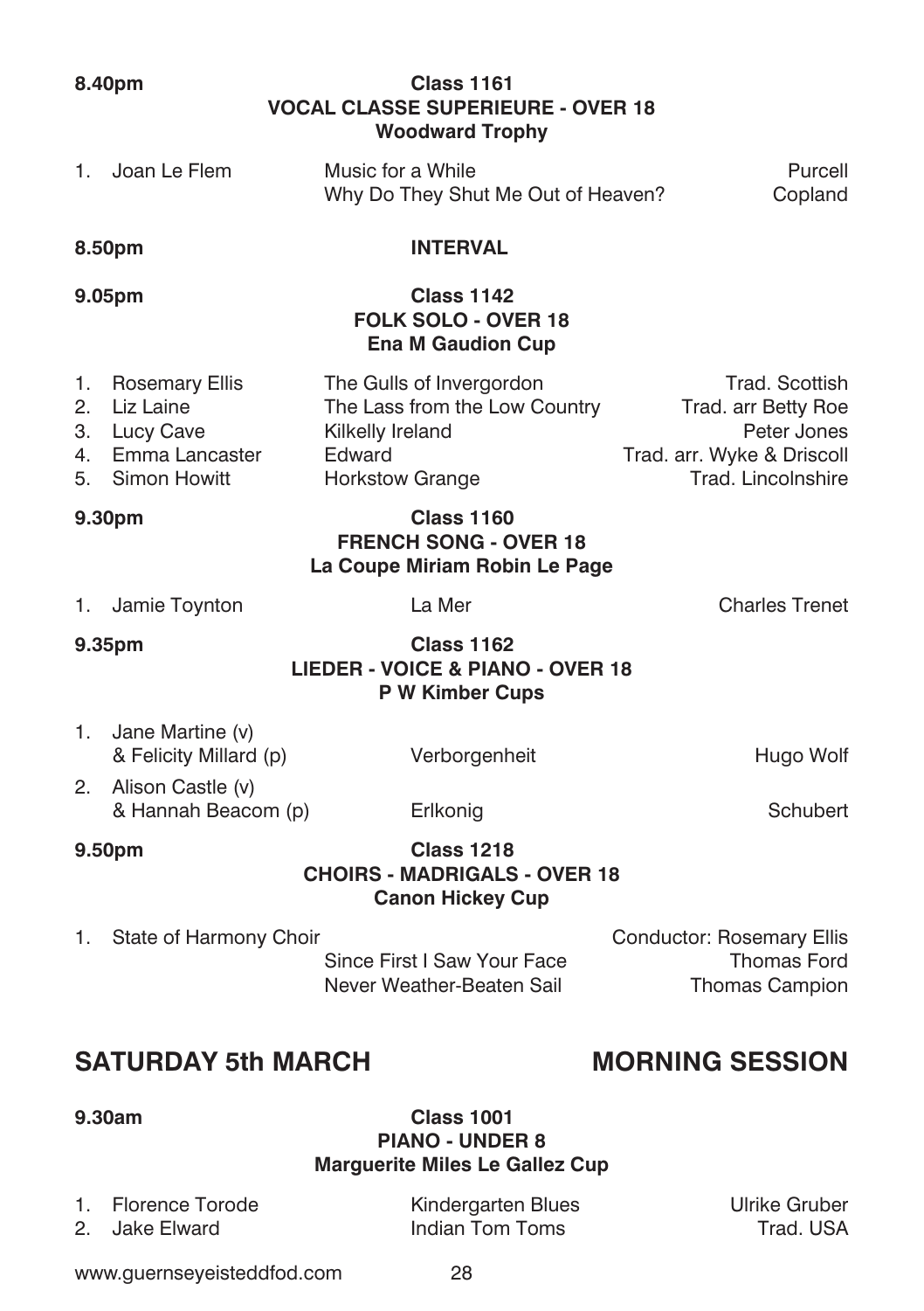**8.40pm** **Class 1161**
**VOCAL CLASSE SUPERIEURE - OVER 18**
**Woodward Trophy**

| | Competitor | Piece | Composer |
|---|---|---|---|
| 1. | Joan Le Flem | Music for a While | Purcell |
| | | Why Do They Shut Me Out of Heaven? | Copland |

**8.50pm** **INTERVAL**

**9.05pm** **Class 1142**
**FOLK SOLO - OVER 18**
**Ena M Gaudion Cup**

| | Competitor | Piece | Composer |
|---|---|---|---|
| 1. | Rosemary Ellis | The Gulls of Invergordon | Trad. Scottish |
| 2. | Liz Laine | The Lass from the Low Country | Trad. arr Betty Roe |
| 3. | Lucy Cave | Kilkelly Ireland | Peter Jones |
| 4. | Emma Lancaster | Edward | Trad. arr. Wyke & Driscoll |
| 5. | Simon Howitt | Horkstow Grange | Trad. Lincolnshire |

**9.30pm** **Class 1160**
**FRENCH SONG - OVER 18**
**La Coupe Miriam Robin Le Page**

| | Competitor | Piece | Composer |
|---|---|---|---|
| 1. | Jamie Toynton | La Mer | Charles Trenet |

**9.35pm** **Class 1162**
**LIEDER - VOICE & PIANO - OVER 18**
**P W Kimber Cups**

| | Competitor | Piece | Composer |
|---|---|---|---|
| 1. | Jane Martine (v) & Felicity Millard (p) | Verborgenheit | Hugo Wolf |
| 2. | Alison Castle (v) & Hannah Beacom (p) | Erlkonig | Schubert |

**9.50pm** **Class 1218**
**CHOIRS - MADRIGALS - OVER 18**
**Canon Hickey Cup**

| | Competitor | Piece | Composer |
|---|---|---|---|
| 1. | State of Harmony Choir | | Conductor: Rosemary Ellis |
| | | Since First I Saw Your Face | Thomas Ford |
| | | Never Weather-Beaten Sail | Thomas Campion |

## SATURDAY 5th MARCH — MORNING SESSION

**9.30am** **Class 1001**
**PIANO - UNDER 8**
**Marguerite Miles Le Gallez Cup**

| | Competitor | Piece | Composer |
|---|---|---|---|
| 1. | Florence Torode | Kindergarten Blues | Ulrike Gruber |
| 2. | Jake Elward | Indian Tom Toms | Trad. USA |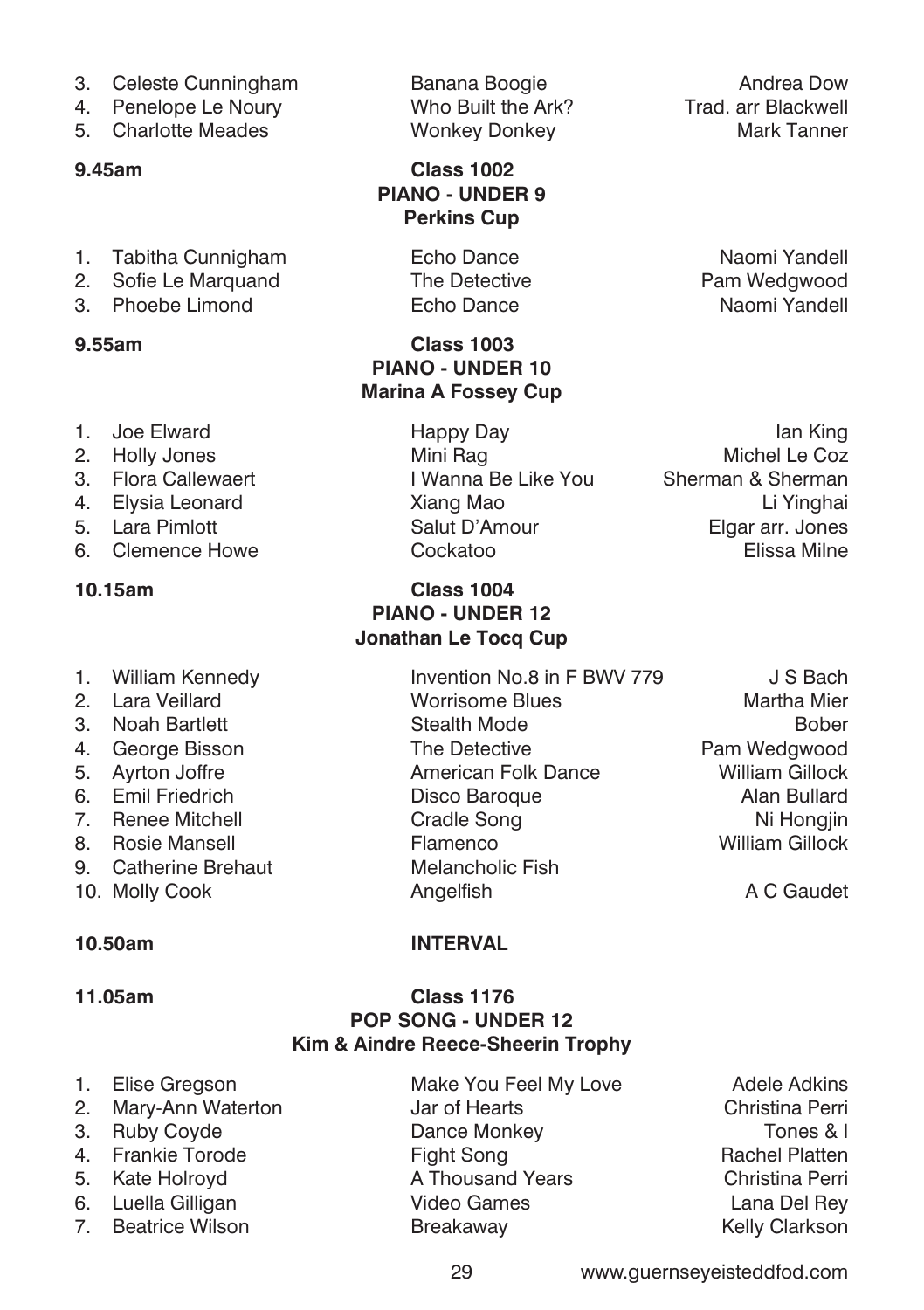| | | |
|---|---|---|
| 3. Celeste Cunningham | Banana Boogie | Andrea Dow |
| 4. Penelope Le Noury | Who Built the Ark? | Trad. arr Blackwell |
| 5. Charlotte Meades | Wonkey Donkey | Mark Tanner |

**9.45am**

**Class 1002**
**PIANO - UNDER 9**
**Perkins Cup**

| | | |
|---|---|---|
| 1. Tabitha Cunnigham | Echo Dance | Naomi Yandell |
| 2. Sofie Le Marquand | The Detective | Pam Wedgwood |
| 3. Phoebe Limond | Echo Dance | Naomi Yandell |

**9.55am**

**Class 1003**
**PIANO - UNDER 10**
**Marina A Fossey Cup**

| | | |
|---|---|---|
| 1. Joe Elward | Happy Day | Ian King |
| 2. Holly Jones | Mini Rag | Michel Le Coz |
| 3. Flora Callewaert | I Wanna Be Like You | Sherman & Sherman |
| 4. Elysia Leonard | Xiang Mao | Li Yinghai |
| 5. Lara Pimlott | Salut D'Amour | Elgar arr. Jones |
| 6. Clemence Howe | Cockatoo | Elissa Milne |

**10.15am**

**Class 1004**
**PIANO - UNDER 12**
**Jonathan Le Tocq Cup**

| | | |
|---|---|---|
| 1. William Kennedy | Invention No.8 in F BWV 779 | J S Bach |
| 2. Lara Veillard | Worrisome Blues | Martha Mier |
| 3. Noah Bartlett | Stealth Mode | Bober |
| 4. George Bisson | The Detective | Pam Wedgwood |
| 5. Ayrton Joffre | American Folk Dance | William Gillock |
| 6. Emil Friedrich | Disco Baroque | Alan Bullard |
| 7. Renee Mitchell | Cradle Song | Ni Hongjin |
| 8. Rosie Mansell | Flamenco | William Gillock |
| 9. Catherine Brehaut | Melancholic Fish | |
| 10. Molly Cook | Angelfish | A C Gaudet |

**10.50am** **INTERVAL**

**11.05am**

**Class 1176**
**POP SONG - UNDER 12**
**Kim & Aindre Reece-Sheerin Trophy**

| | | |
|---|---|---|
| 1. Elise Gregson | Make You Feel My Love | Adele Adkins |
| 2. Mary-Ann Waterton | Jar of Hearts | Christina Perri |
| 3. Ruby Coyde | Dance Monkey | Tones & I |
| 4. Frankie Torode | Fight Song | Rachel Platten |
| 5. Kate Holroyd | A Thousand Years | Christina Perri |
| 6. Luella Gilligan | Video Games | Lana Del Rey |
| 7. Beatrice Wilson | Breakaway | Kelly Clarkson |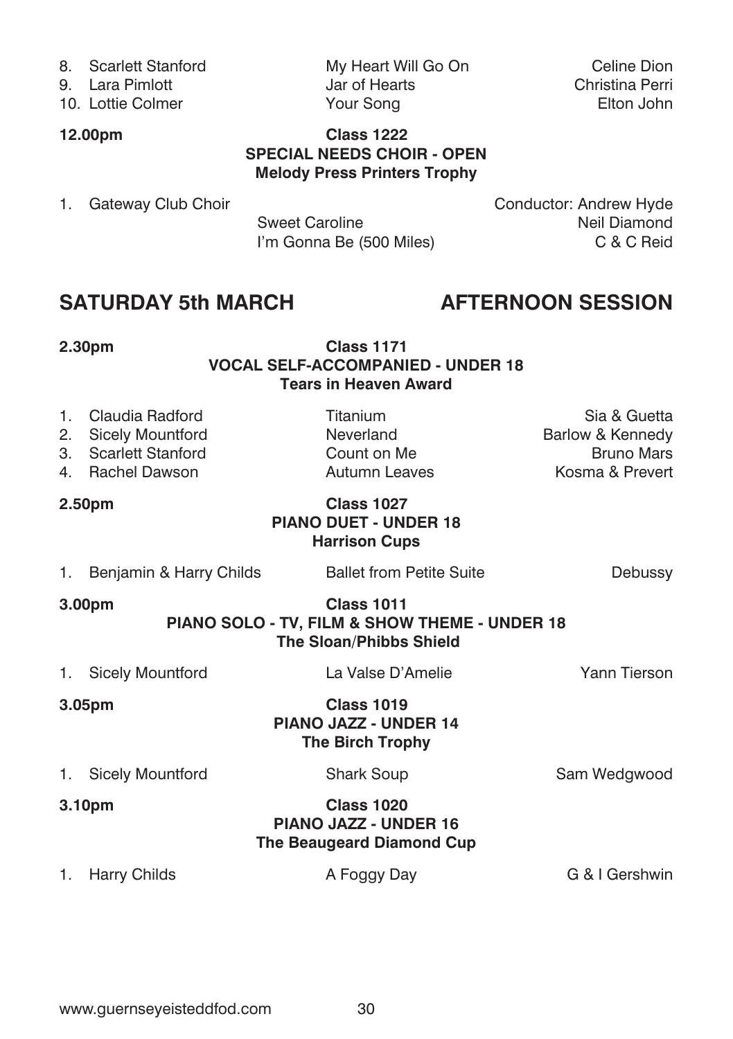8. Scarlett Stanford — My Heart Will Go On — Celine Dion
9. Lara Pimlott — Jar of Hearts — Christina Perri
10. Lottie Colmer — Your Song — Elton John

**12.00pm** **Class 1222**
**SPECIAL NEEDS CHOIR - OPEN**
**Melody Press Printers Trophy**

1. Gateway Club Choir — Conductor: Andrew Hyde
   Sweet Caroline — Neil Diamond
   I'm Gonna Be (500 Miles) — C & C Reid

## SATURDAY 5th MARCH — AFTERNOON SESSION

**2.30pm** **Class 1171**
**VOCAL SELF-ACCOMPANIED - UNDER 18**
**Tears in Heaven Award**

1. Claudia Radford — Titanium — Sia & Guetta
2. Sicely Mountford — Neverland — Barlow & Kennedy
3. Scarlett Stanford — Count on Me — Bruno Mars
4. Rachel Dawson — Autumn Leaves — Kosma & Prevert

**2.50pm** **Class 1027**
**PIANO DUET - UNDER 18**
**Harrison Cups**

1. Benjamin & Harry Childs — Ballet from Petite Suite — Debussy

**3.00pm** **Class 1011**
**PIANO SOLO - TV, FILM & SHOW THEME - UNDER 18**
**The Sloan/Phibbs Shield**

1. Sicely Mountford — La Valse D'Amelie — Yann Tierson

**3.05pm** **Class 1019**
**PIANO JAZZ - UNDER 14**
**The Birch Trophy**

1. Sicely Mountford — Shark Soup — Sam Wedgwood

**3.10pm** **Class 1020**
**PIANO JAZZ - UNDER 16**
**The Beaugeard Diamond Cup**

1. Harry Childs — A Foggy Day — G & I Gershwin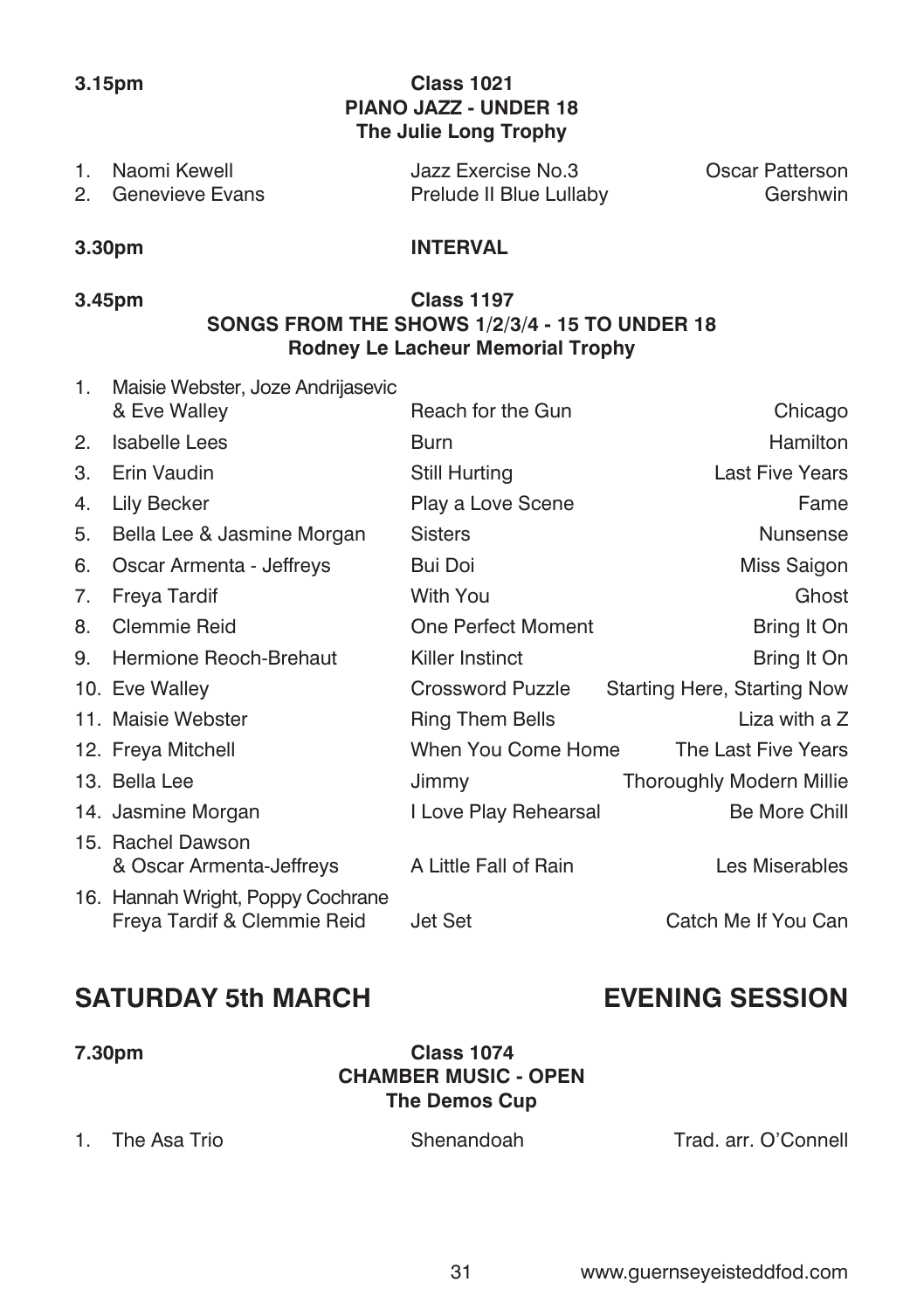**3.15pm** **Class 1021**
**PIANO JAZZ - UNDER 18**
**The Julie Long Trophy**

| | | | |
|---|---|---|---|
| 1. | Naomi Kewell | Jazz Exercise No.3 | Oscar Patterson |
| 2. | Genevieve Evans | Prelude II Blue Lullaby | Gershwin |

**3.30pm** **INTERVAL**

**3.45pm** **Class 1197**
**SONGS FROM THE SHOWS 1/2/3/4 - 15 TO UNDER 18**
**Rodney Le Lacheur Memorial Trophy**

| | | | |
|---|---|---|---|
| 1. | Maisie Webster, Joze Andrijasevic & Eve Walley | Reach for the Gun | Chicago |
| 2. | Isabelle Lees | Burn | Hamilton |
| 3. | Erin Vaudin | Still Hurting | Last Five Years |
| 4. | Lily Becker | Play a Love Scene | Fame |
| 5. | Bella Lee & Jasmine Morgan | Sisters | Nunsense |
| 6. | Oscar Armenta - Jeffreys | Bui Doi | Miss Saigon |
| 7. | Freya Tardif | With You | Ghost |
| 8. | Clemmie Reid | One Perfect Moment | Bring It On |
| 9. | Hermione Reoch-Brehaut | Killer Instinct | Bring It On |
| 10. | Eve Walley | Crossword Puzzle | Starting Here, Starting Now |
| 11. | Maisie Webster | Ring Them Bells | Liza with a Z |
| 12. | Freya Mitchell | When You Come Home | The Last Five Years |
| 13. | Bella Lee | Jimmy | Thoroughly Modern Millie |
| 14. | Jasmine Morgan | I Love Play Rehearsal | Be More Chill |
| 15. | Rachel Dawson & Oscar Armenta-Jeffreys | A Little Fall of Rain | Les Miserables |
| 16. | Hannah Wright, Poppy Cochrane Freya Tardif & Clemmie Reid | Jet Set | Catch Me If You Can |

## SATURDAY 5th MARCH — EVENING SESSION

**7.30pm** **Class 1074**
**CHAMBER MUSIC - OPEN**
**The Demos Cup**

| | | | |
|---|---|---|---|
| 1. | The Asa Trio | Shenandoah | Trad. arr. O'Connell |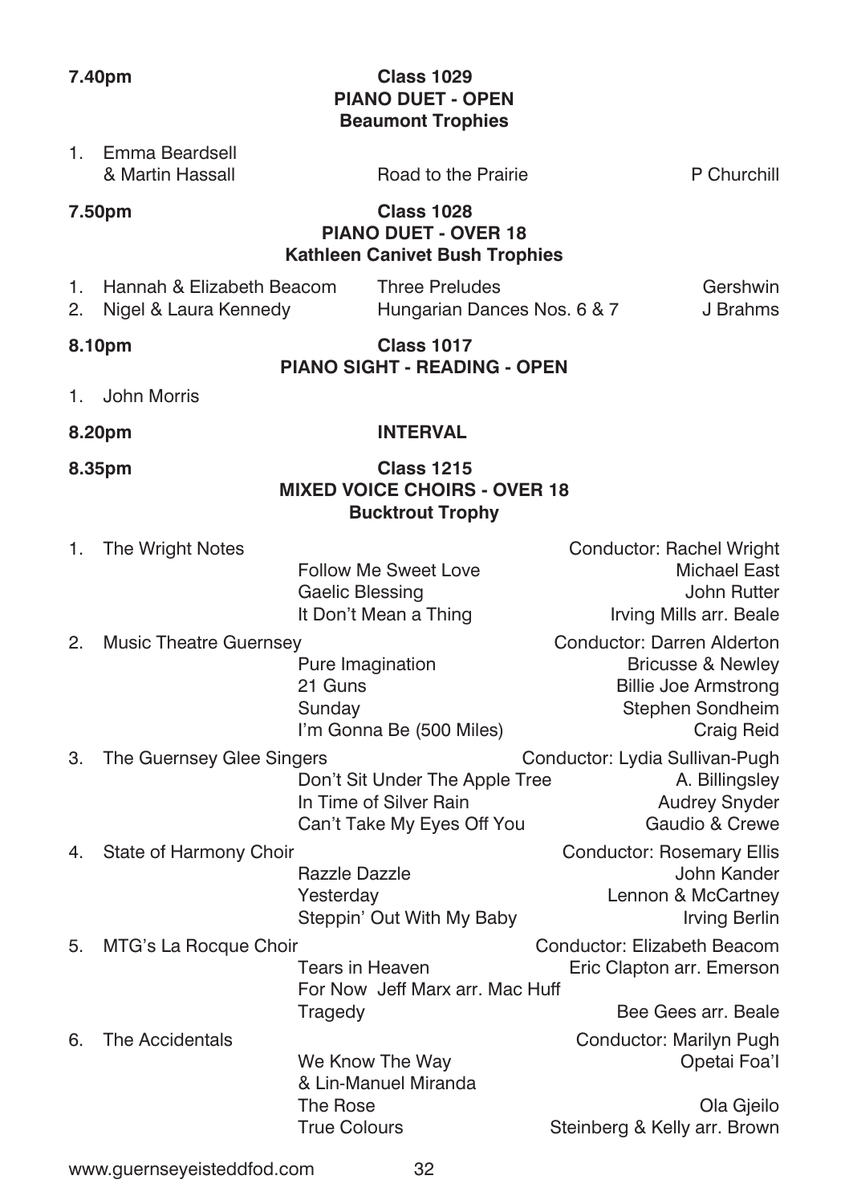**7.40pm** **Class 1029**
**PIANO DUET - OPEN**
**Beaumont Trophies**

1. Emma Beardsell & Martin Hassall — Road to the Prairie — P Churchill

**7.50pm** **Class 1028**
**PIANO DUET - OVER 18**
**Kathleen Canivet Bush Trophies**

1. Hannah & Elizabeth Beacom — Three Preludes — Gershwin
2. Nigel & Laura Kennedy — Hungarian Dances Nos. 6 & 7 — J Brahms

**8.10pm** **Class 1017**
**PIANO SIGHT - READING - OPEN**

1. John Morris

**8.20pm** **INTERVAL**

**8.35pm** **Class 1215**
**MIXED VOICE CHOIRS - OVER 18**
**Bucktrout Trophy**

1. The Wright Notes — Conductor: Rachel Wright
   - Follow Me Sweet Love — Michael East
   - Gaelic Blessing — John Rutter
   - It Don't Mean a Thing — Irving Mills arr. Beale
2. Music Theatre Guernsey — Conductor: Darren Alderton
   - Pure Imagination — Bricusse & Newley
   - 21 Guns — Billie Joe Armstrong
   - Sunday — Stephen Sondheim
   - I'm Gonna Be (500 Miles) — Craig Reid
3. The Guernsey Glee Singers — Conductor: Lydia Sullivan-Pugh
   - Don't Sit Under The Apple Tree — A. Billingsley
   - In Time of Silver Rain — Audrey Snyder
   - Can't Take My Eyes Off You — Gaudio & Crewe
4. State of Harmony Choir — Conductor: Rosemary Ellis
   - Razzle Dazzle — John Kander
   - Yesterday — Lennon & McCartney
   - Steppin' Out With My Baby — Irving Berlin
5. MTG's La Rocque Choir — Conductor: Elizabeth Beacom
   - Tears in Heaven — Eric Clapton arr. Emerson
   - For Now Jeff Marx arr. Mac Huff
   - Tragedy — Bee Gees arr. Beale
6. The Accidentals — Conductor: Marilyn Pugh
   - We Know The Way — Opetai Foa'I & Lin-Manuel Miranda
   - The Rose — Ola Gjeilo
   - True Colours — Steinberg & Kelly arr. Brown

www.guernseyeisteddfod.com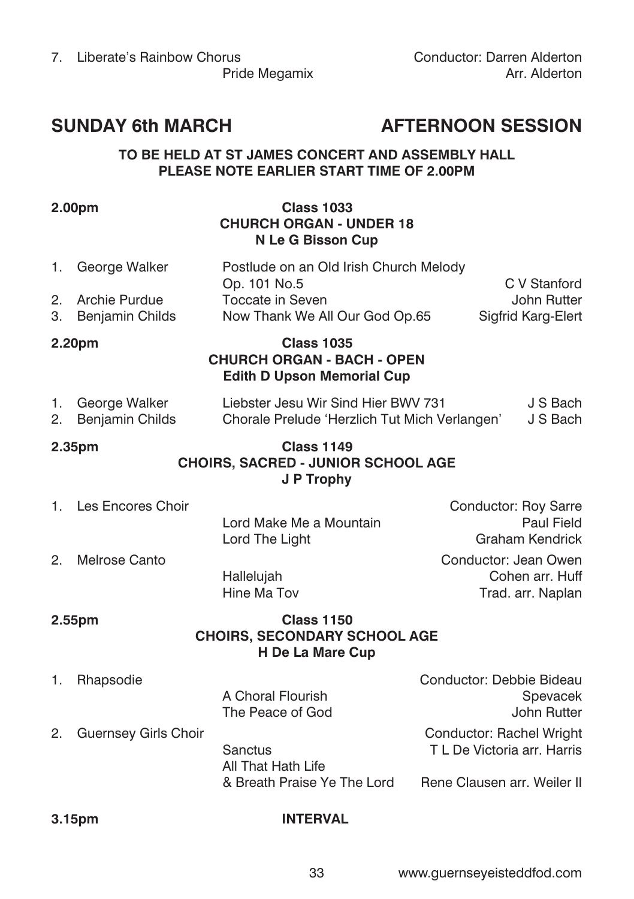7. Liberate's Rainbow Chorus — Conductor: Darren Alderton
   Pride Megamix — Arr. Alderton

## SUNDAY 6th MARCH — AFTERNOON SESSION

**TO BE HELD AT ST JAMES CONCERT AND ASSEMBLY HALL**
**PLEASE NOTE EARLIER START TIME OF 2.00PM**

### 2.00pm — Class 1033
**CHURCH ORGAN - UNDER 18**
**N Le G Bisson Cup**

1. George Walker — Postlude on an Old Irish Church Melody Op. 101 No.5 — C V Stanford
2. Archie Purdue — Toccate in Seven — John Rutter
3. Benjamin Childs — Now Thank We All Our God Op.65 — Sigfrid Karg-Elert

### 2.20pm — Class 1035
**CHURCH ORGAN - BACH - OPEN**
**Edith D Upson Memorial Cup**

1. George Walker — Liebster Jesu Wir Sind Hier BWV 731 — J S Bach
2. Benjamin Childs — Chorale Prelude 'Herzlich Tut Mich Verlangen' — J S Bach

### 2.35pm — Class 1149
**CHOIRS, SACRED - JUNIOR SCHOOL AGE**
**J P Trophy**

1. Les Encores Choir — Conductor: Roy Sarre
   Lord Make Me a Mountain — Paul Field
   Lord The Light — Graham Kendrick
2. Melrose Canto — Conductor: Jean Owen
   Hallelujah — Cohen arr. Huff
   Hine Ma Tov — Trad. arr. Naplan

### 2.55pm — Class 1150
**CHOIRS, SECONDARY SCHOOL AGE**
**H De La Mare Cup**

1. Rhapsodie — Conductor: Debbie Bideau
   A Choral Flourish — Spevacek
   The Peace of God — John Rutter
2. Guernsey Girls Choir — Conductor: Rachel Wright
   Sanctus — T L De Victoria arr. Harris
   All That Hath Life & Breath Praise Ye The Lord — Rene Clausen arr. Weiler II

### 3.15pm — INTERVAL

www.guernseyeisteddfod.com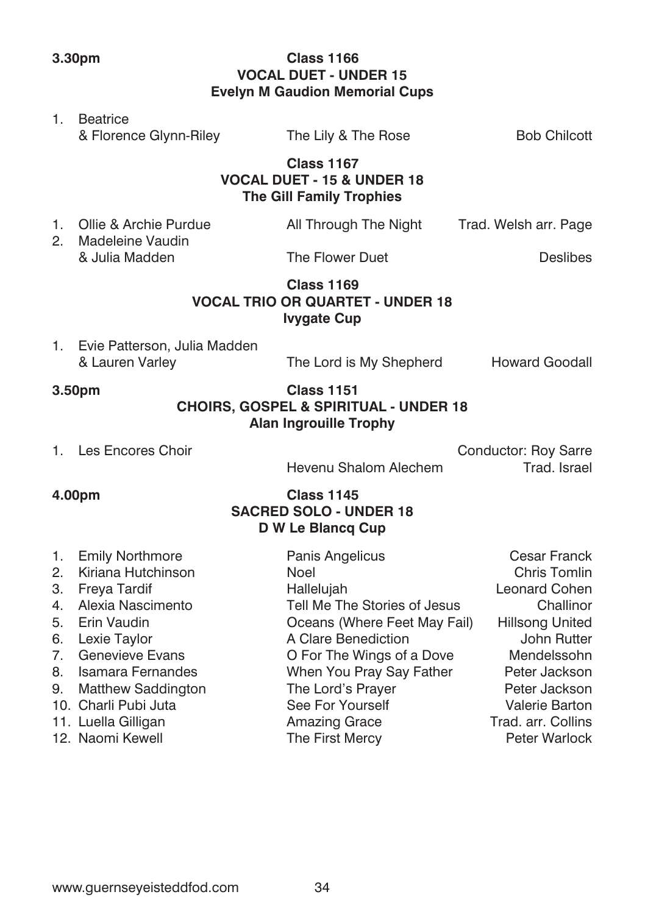**3.30pm**

### Class 1166
### VOCAL DUET - UNDER 15
### Evelyn M Gaudion Memorial Cups

| | Performer | Piece | Composer |
|---|---|---|---|
| 1. | Beatrice & Florence Glynn-Riley | The Lily & The Rose | Bob Chilcott |

### Class 1167
### VOCAL DUET - 15 & UNDER 18
### The Gill Family Trophies

| | Performer | Piece | Composer |
|---|---|---|---|
| 1. | Ollie & Archie Purdue | All Through The Night | Trad. Welsh arr. Page |
| 2. | Madeleine Vaudin & Julia Madden | The Flower Duet | Deslibes |

### Class 1169
### VOCAL TRIO OR QUARTET - UNDER 18
### Ivygate Cup

| | Performer | Piece | Composer |
|---|---|---|---|
| 1. | Evie Patterson, Julia Madden & Lauren Varley | The Lord is My Shepherd | Howard Goodall |

**3.50pm**

### Class 1151
### CHOIRS, GOSPEL & SPIRITUAL - UNDER 18
### Alan Ingrouille Trophy

| | Performer | Piece | Composer |
|---|---|---|---|
| 1. | Les Encores Choir (Conductor: Roy Sarre) | Hevenu Shalom Alechem | Trad. Israel |

**4.00pm**

### Class 1145
### SACRED SOLO - UNDER 18
### D W Le Blancq Cup

| | Performer | Piece | Composer |
|---|---|---|---|
| 1. | Emily Northmore | Panis Angelicus | Cesar Franck |
| 2. | Kiriana Hutchinson | Noel | Chris Tomlin |
| 3. | Freya Tardif | Hallelujah | Leonard Cohen |
| 4. | Alexia Nascimento | Tell Me The Stories of Jesus | Challinor |
| 5. | Erin Vaudin | Oceans (Where Feet May Fail) | Hillsong United |
| 6. | Lexie Taylor | A Clare Benediction | John Rutter |
| 7. | Genevieve Evans | O For The Wings of a Dove | Mendelssohn |
| 8. | Isamara Fernandes | When You Pray Say Father | Peter Jackson |
| 9. | Matthew Saddington | The Lord's Prayer | Peter Jackson |
| 10. | Charli Pubi Juta | See For Yourself | Valerie Barton |
| 11. | Luella Gilligan | Amazing Grace | Trad. arr. Collins |
| 12. | Naomi Kewell | The First Mercy | Peter Warlock |

www.guernseyeisteddfod.com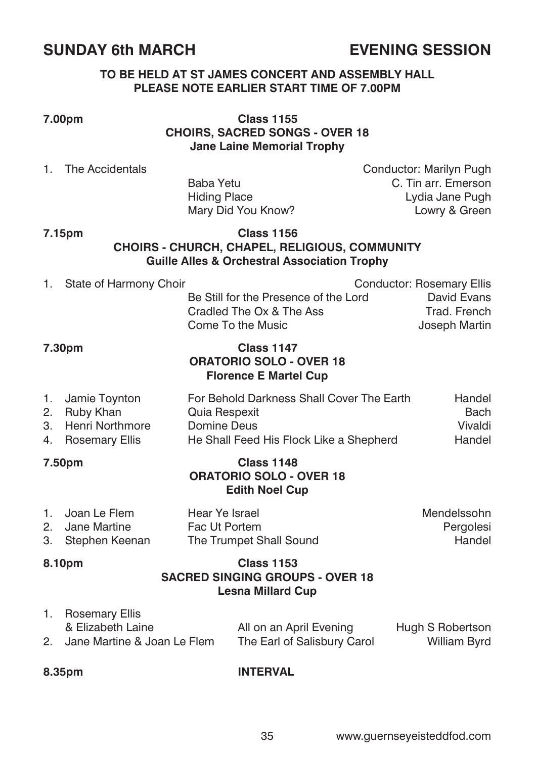# SUNDAY 6th MARCH — EVENING SESSION

**TO BE HELD AT ST JAMES CONCERT AND ASSEMBLY HALL**
**PLEASE NOTE EARLIER START TIME OF 7.00PM**

## 7.00pm — Class 1155
**CHOIRS, SACRED SONGS - OVER 18**
**Jane Laine Memorial Trophy**

1. The Accidentals — Conductor: Marilyn Pugh

| | |
|---|---|
| Baba Yetu | C. Tin arr. Emerson |
| Hiding Place | Lydia Jane Pugh |
| Mary Did You Know? | Lowry & Green |

## 7.15pm — Class 1156
**CHOIRS - CHURCH, CHAPEL, RELIGIOUS, COMMUNITY**
**Guille Alles & Orchestral Association Trophy**

1. State of Harmony Choir — Conductor: Rosemary Ellis

| | |
|---|---|
| Be Still for the Presence of the Lord | David Evans |
| Cradled The Ox & The Ass | Trad. French |
| Come To the Music | Joseph Martin |

## 7.30pm — Class 1147
**ORATORIO SOLO - OVER 18**
**Florence E Martel Cup**

| | Performer | Piece | Composer |
|---|---|---|---|
| 1. | Jamie Toynton | For Behold Darkness Shall Cover The Earth | Handel |
| 2. | Ruby Khan | Quia Respexit | Bach |
| 3. | Henri Northmore | Domine Deus | Vivaldi |
| 4. | Rosemary Ellis | He Shall Feed His Flock Like a Shepherd | Handel |

## 7.50pm — Class 1148
**ORATORIO SOLO - OVER 18**
**Edith Noel Cup**

| | Performer | Piece | Composer |
|---|---|---|---|
| 1. | Joan Le Flem | Hear Ye Israel | Mendelssohn |
| 2. | Jane Martine | Fac Ut Portem | Pergolesi |
| 3. | Stephen Keenan | The Trumpet Shall Sound | Handel |

## 8.10pm — Class 1153
**SACRED SINGING GROUPS - OVER 18**
**Lesna Millard Cup**

| | Performers | Piece | Composer |
|---|---|---|---|
| 1. | Rosemary Ellis & Elizabeth Laine | All on an April Evening | Hugh S Robertson |
| 2. | Jane Martine & Joan Le Flem | The Earl of Salisbury Carol | William Byrd |

## 8.35pm — INTERVAL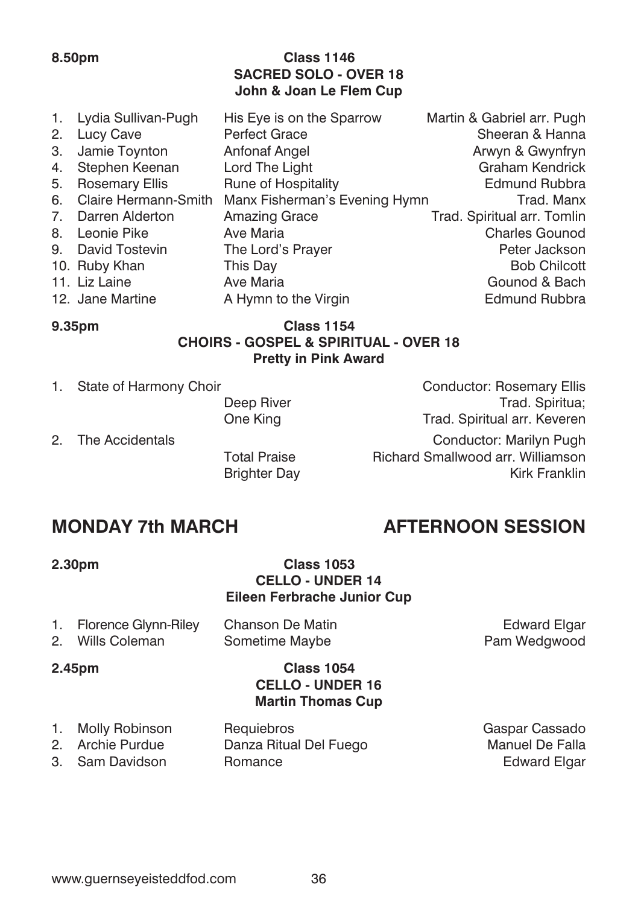**8.50pm** **Class 1146**
**SACRED SOLO - OVER 18**
**John & Joan Le Flem Cup**

| | | |
|---|---|---|
| 1. Lydia Sullivan-Pugh | His Eye is on the Sparrow | Martin & Gabriel arr. Pugh |
| 2. Lucy Cave | Perfect Grace | Sheeran & Hanna |
| 3. Jamie Toynton | Anfonaf Angel | Arwyn & Gwynfryn |
| 4. Stephen Keenan | Lord The Light | Graham Kendrick |
| 5. Rosemary Ellis | Rune of Hospitality | Edmund Rubbra |
| 6. Claire Hermann-Smith | Manx Fisherman's Evening Hymn | Trad. Manx |
| 7. Darren Alderton | Amazing Grace | Trad. Spiritual arr. Tomlin |
| 8. Leonie Pike | Ave Maria | Charles Gounod |
| 9. David Tostevin | The Lord's Prayer | Peter Jackson |
| 10. Ruby Khan | This Day | Bob Chilcott |
| 11. Liz Laine | Ave Maria | Gounod & Bach |
| 12. Jane Martine | A Hymn to the Virgin | Edmund Rubbra |

**9.35pm** **Class 1154**
**CHOIRS - GOSPEL & SPIRITUAL - OVER 18**
**Pretty in Pink Award**

| | | |
|---|---|---|
| 1. State of Harmony Choir | | Conductor: Rosemary Ellis |
| | Deep River | Trad. Spiritua; |
| | One King | Trad. Spiritual arr. Keveren |
| 2. The Accidentals | | Conductor: Marilyn Pugh |
| | Total Praise | Richard Smallwood arr. Williamson |
| | Brighter Day | Kirk Franklin |

## MONDAY 7th MARCH — AFTERNOON SESSION

**2.30pm** **Class 1053**
**CELLO - UNDER 14**
**Eileen Ferbrache Junior Cup**

| | | |
|---|---|---|
| 1. Florence Glynn-Riley | Chanson De Matin | Edward Elgar |
| 2. Wills Coleman | Sometime Maybe | Pam Wedgwood |

**2.45pm** **Class 1054**
**CELLO - UNDER 16**
**Martin Thomas Cup**

| | | |
|---|---|---|
| 1. Molly Robinson | Requiebros | Gaspar Cassado |
| 2. Archie Purdue | Danza Ritual Del Fuego | Manuel De Falla |
| 3. Sam Davidson | Romance | Edward Elgar |

www.guernseyeisteddfod.com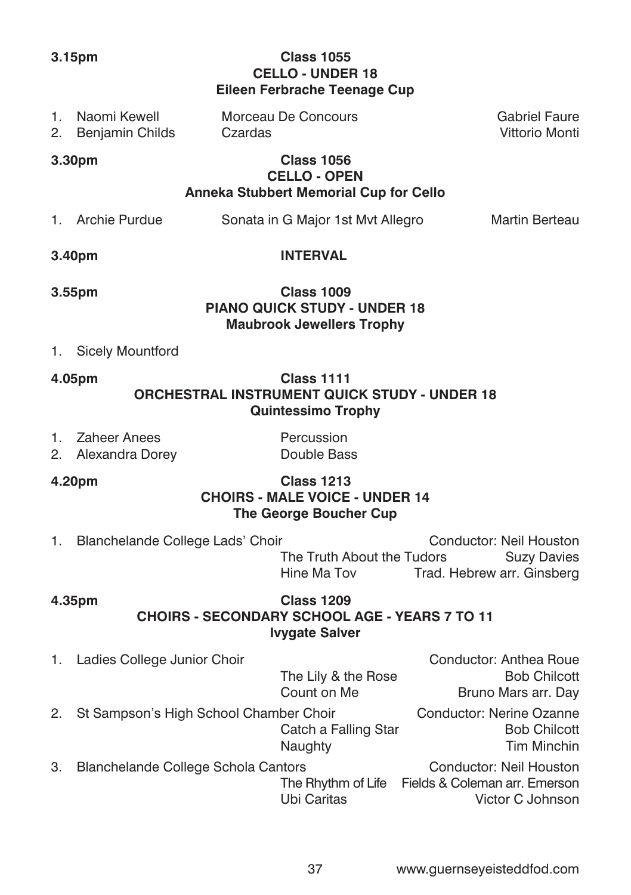**3.15pm** **Class 1055**

**CELLO - UNDER 18**

**Eileen Ferbrache Teenage Cup**

1. Naomi Kewell — Morceau De Concours — Gabriel Faure
2. Benjamin Childs — Czardas — Vittorio Monti

**3.30pm** **Class 1056**

**CELLO - OPEN**

**Anneka Stubbert Memorial Cup for Cello**

1. Archie Purdue — Sonata in G Major 1st Mvt Allegro — Martin Berteau

**3.40pm** **INTERVAL**

**3.55pm** **Class 1009**

**PIANO QUICK STUDY - UNDER 18**

**Maubrook Jewellers Trophy**

1. Sicely Mountford

**4.05pm** **Class 1111**

**ORCHESTRAL INSTRUMENT QUICK STUDY - UNDER 18**

**Quintessimo Trophy**

1. Zaheer Anees — Percussion
2. Alexandra Dorey — Double Bass

**4.20pm** **Class 1213**

**CHOIRS - MALE VOICE - UNDER 14**

**The George Boucher Cup**

1. Blanchelande College Lads' Choir — Conductor: Neil Houston
   - The Truth About the Tudors — Suzy Davies
   - Hine Ma Tov — Trad. Hebrew arr. Ginsberg

**4.35pm** **Class 1209**

**CHOIRS - SECONDARY SCHOOL AGE - YEARS 7 TO 11**

**Ivygate Salver**

1. Ladies College Junior Choir — Conductor: Anthea Roue
   - The Lily & the Rose — Bob Chilcott
   - Count on Me — Bruno Mars arr. Day
2. St Sampson's High School Chamber Choir — Conductor: Nerine Ozanne
   - Catch a Falling Star — Bob Chilcott
   - Naughty — Tim Minchin
3. Blanchelande College Schola Cantors — Conductor: Neil Houston
   - The Rhythm of Life — Fields & Coleman arr. Emerson
   - Ubi Caritas — Victor C Johnson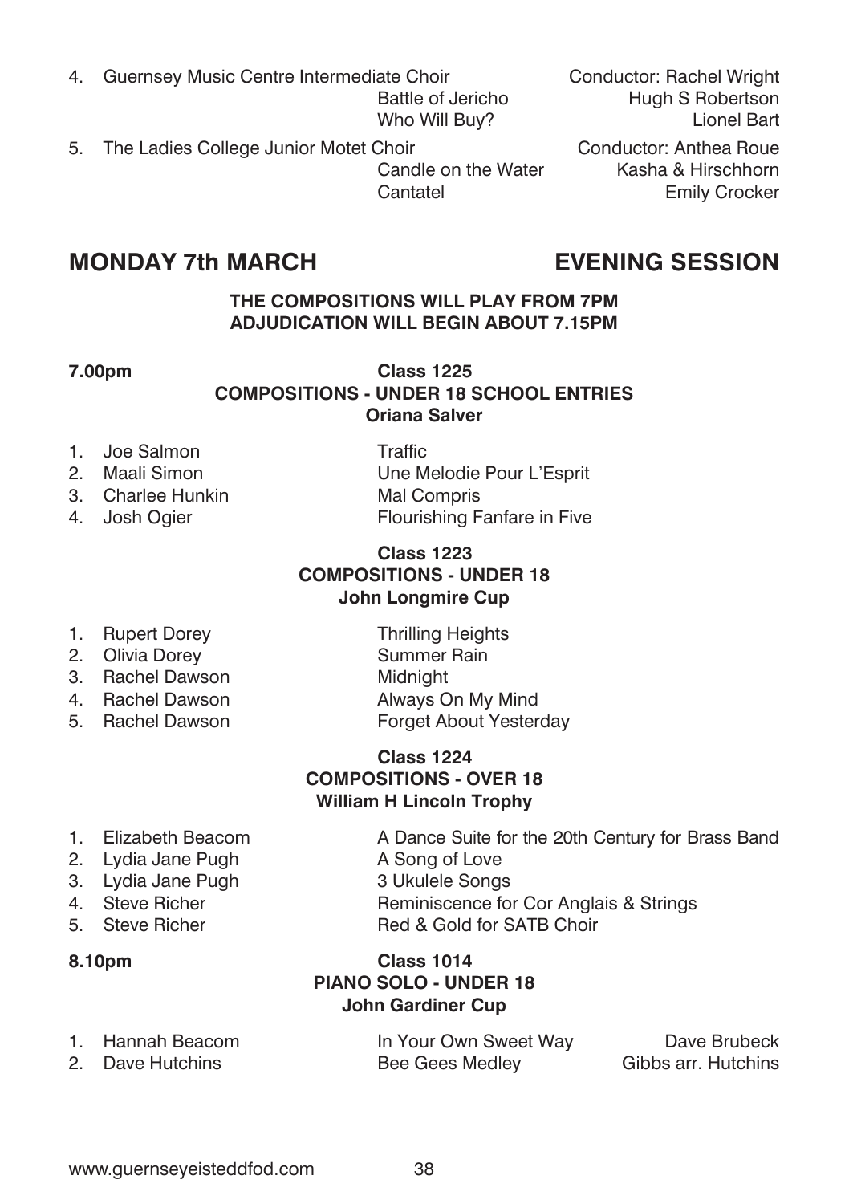4. Guernsey Music Centre Intermediate Choir — Conductor: Rachel Wright
   - Battle of Jericho — Hugh S Robertson
   - Who Will Buy? — Lionel Bart
5. The Ladies College Junior Motet Choir — Conductor: Anthea Roue
   - Candle on the Water — Kasha & Hirschhorn
   - Cantatel — Emily Crocker

## MONDAY 7th MARCH — EVENING SESSION

**THE COMPOSITIONS WILL PLAY FROM 7PM**
**ADJUDICATION WILL BEGIN ABOUT 7.15PM**

**7.00pm**

### Class 1225
### COMPOSITIONS - UNDER 18 SCHOOL ENTRIES
### Oriana Salver

1. Joe Salmon — Traffic
2. Maali Simon — Une Melodie Pour L'Esprit
3. Charlee Hunkin — Mal Compris
4. Josh Ogier — Flourishing Fanfare in Five

### Class 1223
### COMPOSITIONS - UNDER 18
### John Longmire Cup

1. Rupert Dorey — Thrilling Heights
2. Olivia Dorey — Summer Rain
3. Rachel Dawson — Midnight
4. Rachel Dawson — Always On My Mind
5. Rachel Dawson — Forget About Yesterday

### Class 1224
### COMPOSITIONS - OVER 18
### William H Lincoln Trophy

1. Elizabeth Beacom — A Dance Suite for the 20th Century for Brass Band
2. Lydia Jane Pugh — A Song of Love
3. Lydia Jane Pugh — 3 Ukulele Songs
4. Steve Richer — Reminiscence for Cor Anglais & Strings
5. Steve Richer — Red & Gold for SATB Choir

**8.10pm**

### Class 1014
### PIANO SOLO - UNDER 18
### John Gardiner Cup

1. Hannah Beacom — In Your Own Sweet Way — Dave Brubeck
2. Dave Hutchins — Bee Gees Medley — Gibbs arr. Hutchins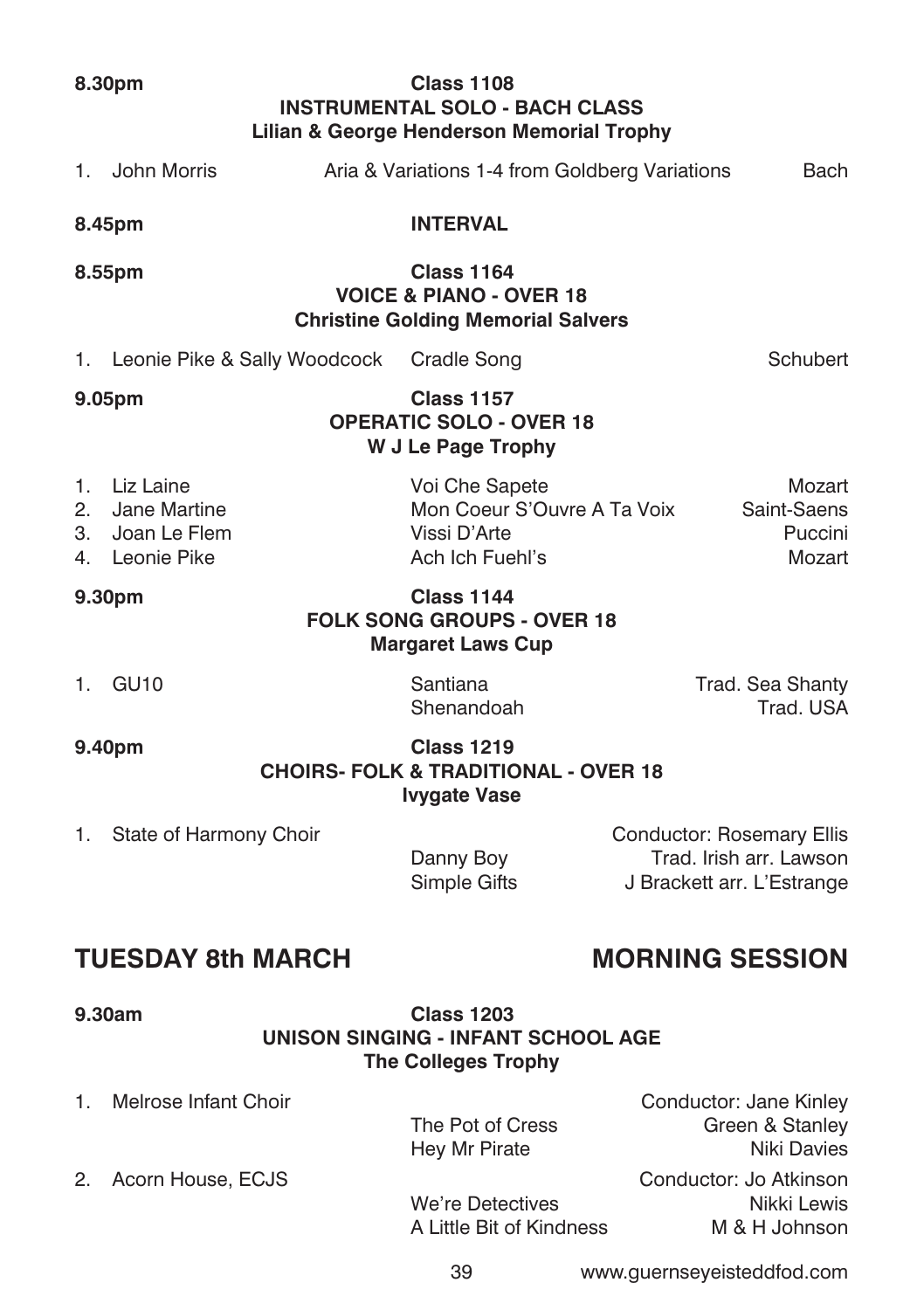**8.30pm** **Class 1108**

**INSTRUMENTAL SOLO - BACH CLASS**

**Lilian & George Henderson Memorial Trophy**

1. John Morris — Aria & Variations 1-4 from Goldberg Variations — Bach

**8.45pm** **INTERVAL**

**8.55pm** **Class 1164**

**VOICE & PIANO - OVER 18**

**Christine Golding Memorial Salvers**

1. Leonie Pike & Sally Woodcock — Cradle Song — Schubert

**9.05pm** **Class 1157**

**OPERATIC SOLO - OVER 18**

**W J Le Page Trophy**

1. Liz Laine — Voi Che Sapete — Mozart
2. Jane Martine — Mon Coeur S'Ouvre A Ta Voix — Saint-Saens
3. Joan Le Flem — Vissi D'Arte — Puccini
4. Leonie Pike — Ach Ich Fuehl's — Mozart

**9.30pm** **Class 1144**

**FOLK SONG GROUPS - OVER 18**

**Margaret Laws Cup**

1. GU10
   - Santiana — Trad. Sea Shanty
   - Shenandoah — Trad. USA

**9.40pm** **Class 1219**

**CHOIRS- FOLK & TRADITIONAL - OVER 18**

**Ivygate Vase**

1. State of Harmony Choir — Conductor: Rosemary Ellis
   - Danny Boy — Trad. Irish arr. Lawson
   - Simple Gifts — J Brackett arr. L'Estrange

## TUESDAY 8th MARCH — MORNING SESSION

**9.30am** **Class 1203**

**UNISON SINGING - INFANT SCHOOL AGE**

**The Colleges Trophy**

1. Melrose Infant Choir — Conductor: Jane Kinley
   - The Pot of Cress — Green & Stanley
   - Hey Mr Pirate — Niki Davies
2. Acorn House, ECJS — Conductor: Jo Atkinson
   - We're Detectives — Nikki Lewis
   - A Little Bit of Kindness — M & H Johnson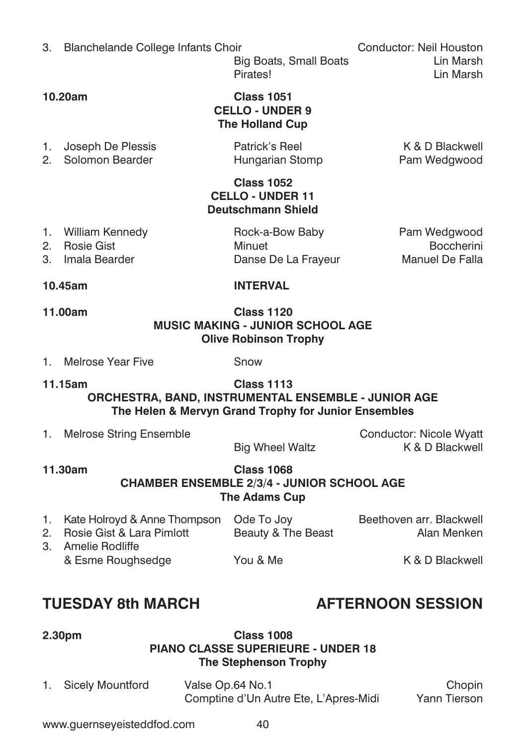3. Blanchelande College Infants Choir — Conductor: Neil Houston
   - Big Boats, Small Boats — Lin Marsh
   - Pirates! — Lin Marsh

**10.20am** — **Class 1051**
**CELLO - UNDER 9**
**The Holland Cup**

1. Joseph De Plessis — Patrick's Reel — K & D Blackwell
2. Solomon Bearder — Hungarian Stomp — Pam Wedgwood

**Class 1052**
**CELLO - UNDER 11**
**Deutschmann Shield**

1. William Kennedy — Rock-a-Bow Baby — Pam Wedgwood
2. Rosie Gist — Minuet — Boccherini
3. Imala Bearder — Danse De La Frayeur — Manuel De Falla

**10.45am** — **INTERVAL**

**11.00am** — **Class 1120**
**MUSIC MAKING - JUNIOR SCHOOL AGE**
**Olive Robinson Trophy**

1. Melrose Year Five — Snow

**11.15am** — **Class 1113**
**ORCHESTRA, BAND, INSTRUMENTAL ENSEMBLE - JUNIOR AGE**
**The Helen & Mervyn Grand Trophy for Junior Ensembles**

1. Melrose String Ensemble — Conductor: Nicole Wyatt
   - Big Wheel Waltz — K & D Blackwell

**11.30am** — **Class 1068**
**CHAMBER ENSEMBLE 2/3/4 - JUNIOR SCHOOL AGE**
**The Adams Cup**

1. Kate Holroyd & Anne Thompson — Ode To Joy — Beethoven arr. Blackwell
2. Rosie Gist & Lara Pimlott — Beauty & The Beast — Alan Menken
3. Amelie Rodliffe & Esme Roughsedge — You & Me — K & D Blackwell

## TUESDAY 8th MARCH — AFTERNOON SESSION

**2.30pm** — **Class 1008**
**PIANO CLASSE SUPERIEURE - UNDER 18**
**The Stephenson Trophy**

1. Sicely Mountford
   - Valse Op.64 No.1 — Chopin
   - Comptine d'Un Autre Ete, L'Apres-Midi — Yann Tierson

www.guernseyeisteddfod.com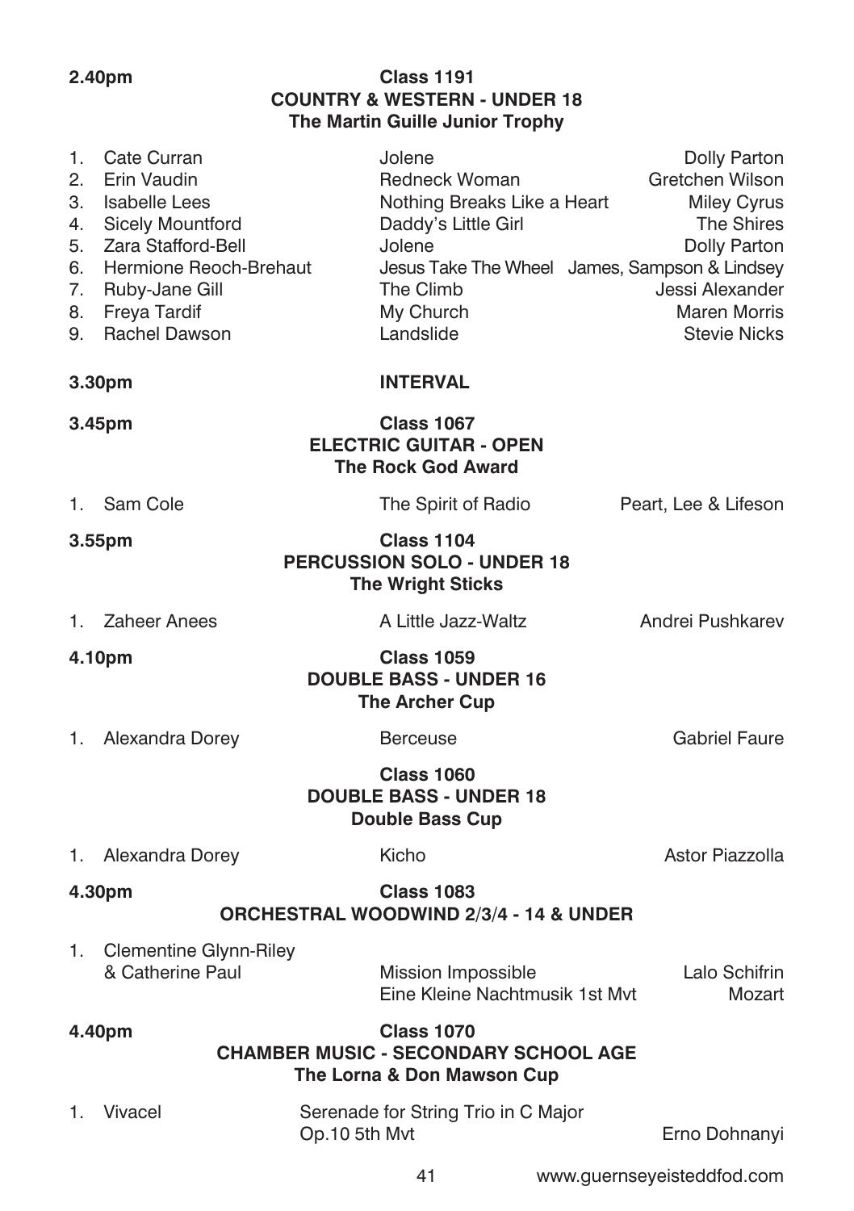**2.40pm**

## Class 1191
### COUNTRY & WESTERN - UNDER 18
**The Martin Guille Junior Trophy**

| | Performer | Piece | Composer |
|---|---|---|---|
| 1. | Cate Curran | Jolene | Dolly Parton |
| 2. | Erin Vaudin | Redneck Woman | Gretchen Wilson |
| 3. | Isabelle Lees | Nothing Breaks Like a Heart | Miley Cyrus |
| 4. | Sicely Mountford | Daddy's Little Girl | The Shires |
| 5. | Zara Stafford-Bell | Jolene | Dolly Parton |
| 6. | Hermione Reoch-Brehaut | Jesus Take The Wheel | James, Sampson & Lindsey |
| 7. | Ruby-Jane Gill | The Climb | Jessi Alexander |
| 8. | Freya Tardif | My Church | Maren Morris |
| 9. | Rachel Dawson | Landslide | Stevie Nicks |

**3.30pm** **INTERVAL**

**3.45pm**

## Class 1067
### ELECTRIC GUITAR - OPEN
**The Rock God Award**

1. Sam Cole — The Spirit of Radio — Peart, Lee & Lifeson

**3.55pm**

## Class 1104
### PERCUSSION SOLO - UNDER 18
**The Wright Sticks**

1. Zaheer Anees — A Little Jazz-Waltz — Andrei Pushkarev

**4.10pm**

## Class 1059
### DOUBLE BASS - UNDER 16
**The Archer Cup**

1. Alexandra Dorey — Berceuse — Gabriel Faure

## Class 1060
### DOUBLE BASS - UNDER 18
**Double Bass Cup**

1. Alexandra Dorey — Kicho — Astor Piazzolla

**4.30pm**

## Class 1083
### ORCHESTRAL WOODWIND 2/3/4 - 14 & UNDER

1. Clementine Glynn-Riley & Catherine Paul — Mission Impossible — Lalo Schifrin
   Eine Kleine Nachtmusik 1st Mvt — Mozart

**4.40pm**

## Class 1070
### CHAMBER MUSIC - SECONDARY SCHOOL AGE
**The Lorna & Don Mawson Cup**

1. Vivacel — Serenade for String Trio in C Major Op.10 5th Mvt — Erno Dohnanyi

www.guernseyeisteddfod.com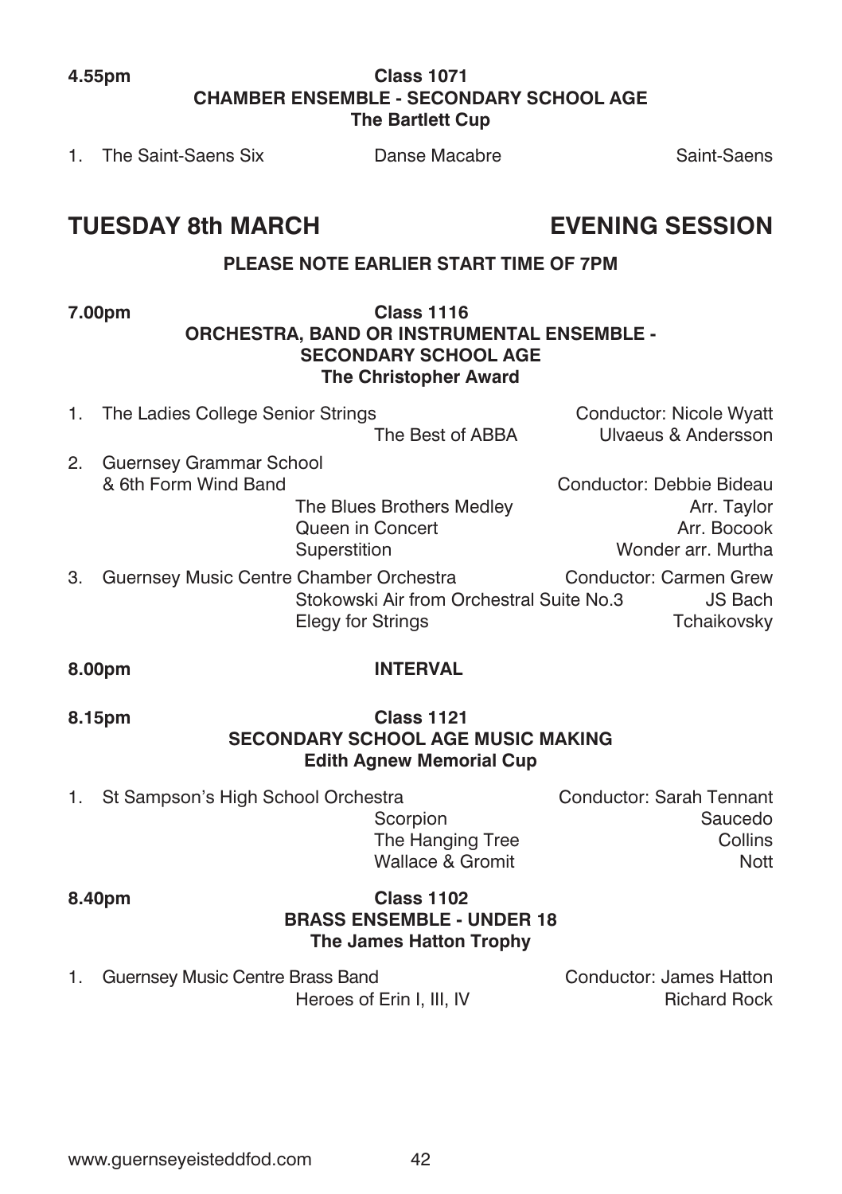**4.55pm** **Class 1071**
**CHAMBER ENSEMBLE - SECONDARY SCHOOL AGE**
**The Bartlett Cup**

1. The Saint-Saens Six — Danse Macabre — Saint-Saens

## TUESDAY 8th MARCH — EVENING SESSION

**PLEASE NOTE EARLIER START TIME OF 7PM**

**7.00pm** **Class 1116**
**ORCHESTRA, BAND OR INSTRUMENTAL ENSEMBLE - SECONDARY SCHOOL AGE**
**The Christopher Award**

1. The Ladies College Senior Strings — Conductor: Nicole Wyatt
   - The Best of ABBA — Ulvaeus & Andersson
2. Guernsey Grammar School & 6th Form Wind Band — Conductor: Debbie Bideau
   - The Blues Brothers Medley — Arr. Taylor
   - Queen in Concert — Arr. Bocook
   - Superstition — Wonder arr. Murtha
3. Guernsey Music Centre Chamber Orchestra — Conductor: Carmen Grew
   - Stokowski Air from Orchestral Suite No.3 — JS Bach
   - Elegy for Strings — Tchaikovsky

**8.00pm** **INTERVAL**

**8.15pm** **Class 1121**
**SECONDARY SCHOOL AGE MUSIC MAKING**
**Edith Agnew Memorial Cup**

1. St Sampson's High School Orchestra — Conductor: Sarah Tennant
   - Scorpion — Saucedo
   - The Hanging Tree — Collins
   - Wallace & Gromit — Nott

**8.40pm** **Class 1102**
**BRASS ENSEMBLE - UNDER 18**
**The James Hatton Trophy**

1. Guernsey Music Centre Brass Band — Conductor: James Hatton
   - Heroes of Erin I, III, IV — Richard Rock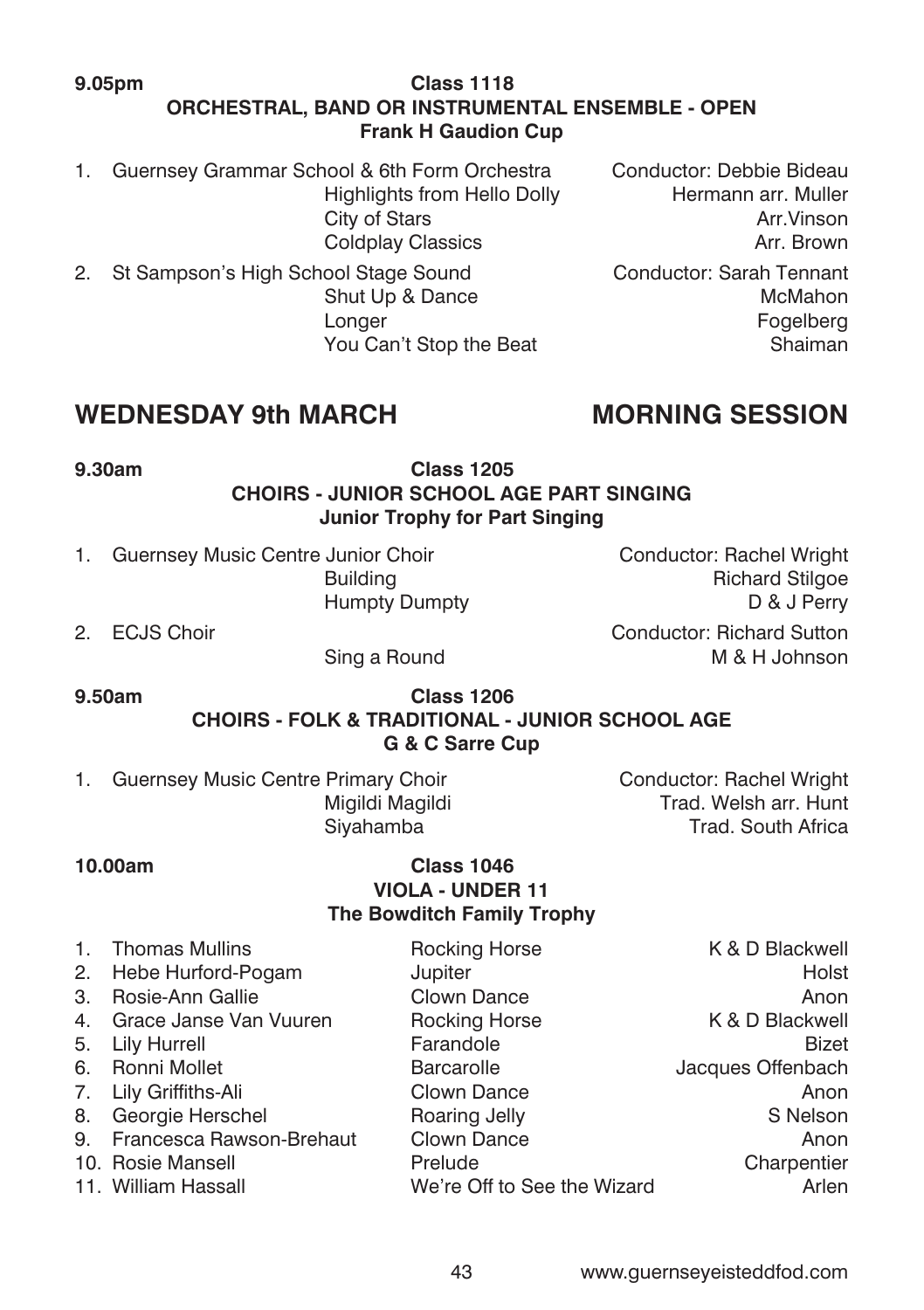**9.05pm** **Class 1118**

**ORCHESTRAL, BAND OR INSTRUMENTAL ENSEMBLE - OPEN**

**Frank H Gaudion Cup**

1. Guernsey Grammar School & 6th Form Orchestra — Conductor: Debbie Bideau
   - Highlights from Hello Dolly — Hermann arr. Muller
   - City of Stars — Arr.Vinson
   - Coldplay Classics — Arr. Brown
2. St Sampson's High School Stage Sound — Conductor: Sarah Tennant
   - Shut Up & Dance — McMahon
   - Longer — Fogelberg
   - You Can't Stop the Beat — Shaiman

## WEDNESDAY 9th MARCH — MORNING SESSION

**9.30am** **Class 1205**

**CHOIRS - JUNIOR SCHOOL AGE PART SINGING**

**Junior Trophy for Part Singing**

1. Guernsey Music Centre Junior Choir — Conductor: Rachel Wright
   - Building — Richard Stilgoe
   - Humpty Dumpty — D & J Perry
2. ECJS Choir — Conductor: Richard Sutton
   - Sing a Round — M & H Johnson

**9.50am** **Class 1206**

**CHOIRS - FOLK & TRADITIONAL - JUNIOR SCHOOL AGE**

**G & C Sarre Cup**

1. Guernsey Music Centre Primary Choir — Conductor: Rachel Wright
   - Migildi Magildi — Trad. Welsh arr. Hunt
   - Siyahamba — Trad. South Africa

**10.00am** **Class 1046**

**VIOLA - UNDER 11**

**The Bowditch Family Trophy**

| | Name | Piece | Composer |
|---|---|---|---|
| 1. | Thomas Mullins | Rocking Horse | K & D Blackwell |
| 2. | Hebe Hurford-Pogam | Jupiter | Holst |
| 3. | Rosie-Ann Gallie | Clown Dance | Anon |
| 4. | Grace Janse Van Vuuren | Rocking Horse | K & D Blackwell |
| 5. | Lily Hurrell | Farandole | Bizet |
| 6. | Ronni Mollet | Barcarolle | Jacques Offenbach |
| 7. | Lily Griffiths-Ali | Clown Dance | Anon |
| 8. | Georgie Herschel | Roaring Jelly | S Nelson |
| 9. | Francesca Rawson-Brehaut | Clown Dance | Anon |
| 10. | Rosie Mansell | Prelude | Charpentier |
| 11. | William Hassall | We're Off to See the Wizard | Arlen |

www.guernseyeisteddfod.com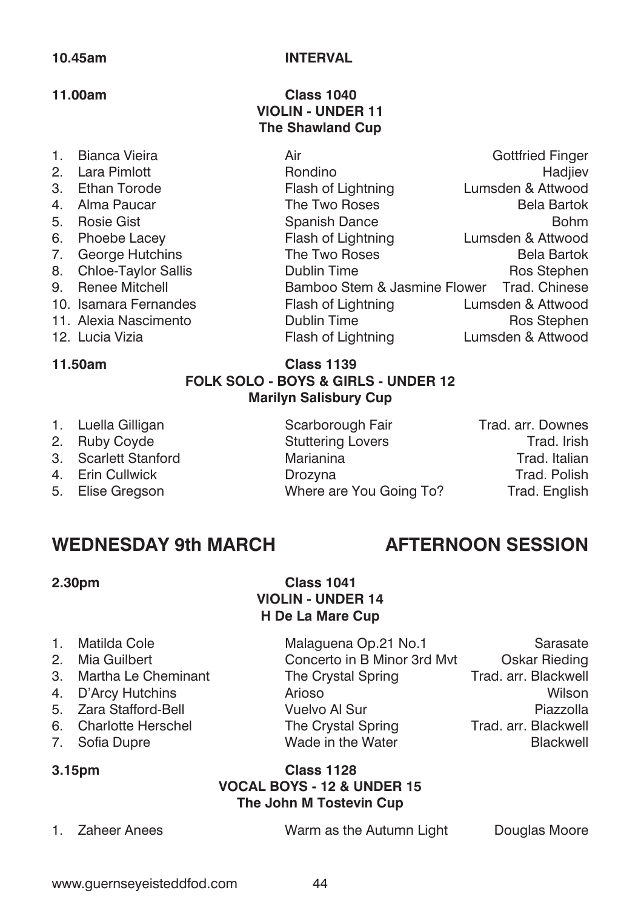**10.45am** **INTERVAL**

**11.00am**

**Class 1040**
**VIOLIN - UNDER 11**
**The Shawland Cup**

| | | |
|---|---|---|
| 1. Bianca Vieira | Air | Gottfried Finger |
| 2. Lara Pimlott | Rondino | Hadjiev |
| 3. Ethan Torode | Flash of Lightning | Lumsden & Attwood |
| 4. Alma Paucar | The Two Roses | Bela Bartok |
| 5. Rosie Gist | Spanish Dance | Bohm |
| 6. Phoebe Lacey | Flash of Lightning | Lumsden & Attwood |
| 7. George Hutchins | The Two Roses | Bela Bartok |
| 8. Chloe-Taylor Sallis | Dublin Time | Ros Stephen |
| 9. Renee Mitchell | Bamboo Stem & Jasmine Flower | Trad. Chinese |
| 10. Isamara Fernandes | Flash of Lightning | Lumsden & Attwood |
| 11. Alexia Nascimento | Dublin Time | Ros Stephen |
| 12. Lucia Vizia | Flash of Lightning | Lumsden & Attwood |

**11.50am**

**Class 1139**
**FOLK SOLO - BOYS & GIRLS - UNDER 12**
**Marilyn Salisbury Cup**

| | | |
|---|---|---|
| 1. Luella Gilligan | Scarborough Fair | Trad. arr. Downes |
| 2. Ruby Coyde | Stuttering Lovers | Trad. Irish |
| 3. Scarlett Stanford | Marianina | Trad. Italian |
| 4. Erin Cullwick | Drozyna | Trad. Polish |
| 5. Elise Gregson | Where are You Going To? | Trad. English |

## WEDNESDAY 9th MARCH — AFTERNOON SESSION

**2.30pm**

**Class 1041**
**VIOLIN - UNDER 14**
**H De La Mare Cup**

| | | |
|---|---|---|
| 1. Matilda Cole | Malaguena Op.21 No.1 | Sarasate |
| 2. Mia Guilbert | Concerto in B Minor 3rd Mvt | Oskar Rieding |
| 3. Martha Le Cheminant | The Crystal Spring | Trad. arr. Blackwell |
| 4. D'Arcy Hutchins | Arioso | Wilson |
| 5. Zara Stafford-Bell | Vuelvo Al Sur | Piazzolla |
| 6. Charlotte Herschel | The Crystal Spring | Trad. arr. Blackwell |
| 7. Sofia Dupre | Wade in the Water | Blackwell |

**3.15pm**

**Class 1128**
**VOCAL BOYS - 12 & UNDER 15**
**The John M Tostevin Cup**

| | | |
|---|---|---|
| 1. Zaheer Anees | Warm as the Autumn Light | Douglas Moore |

www.guernseyeisteddfod.com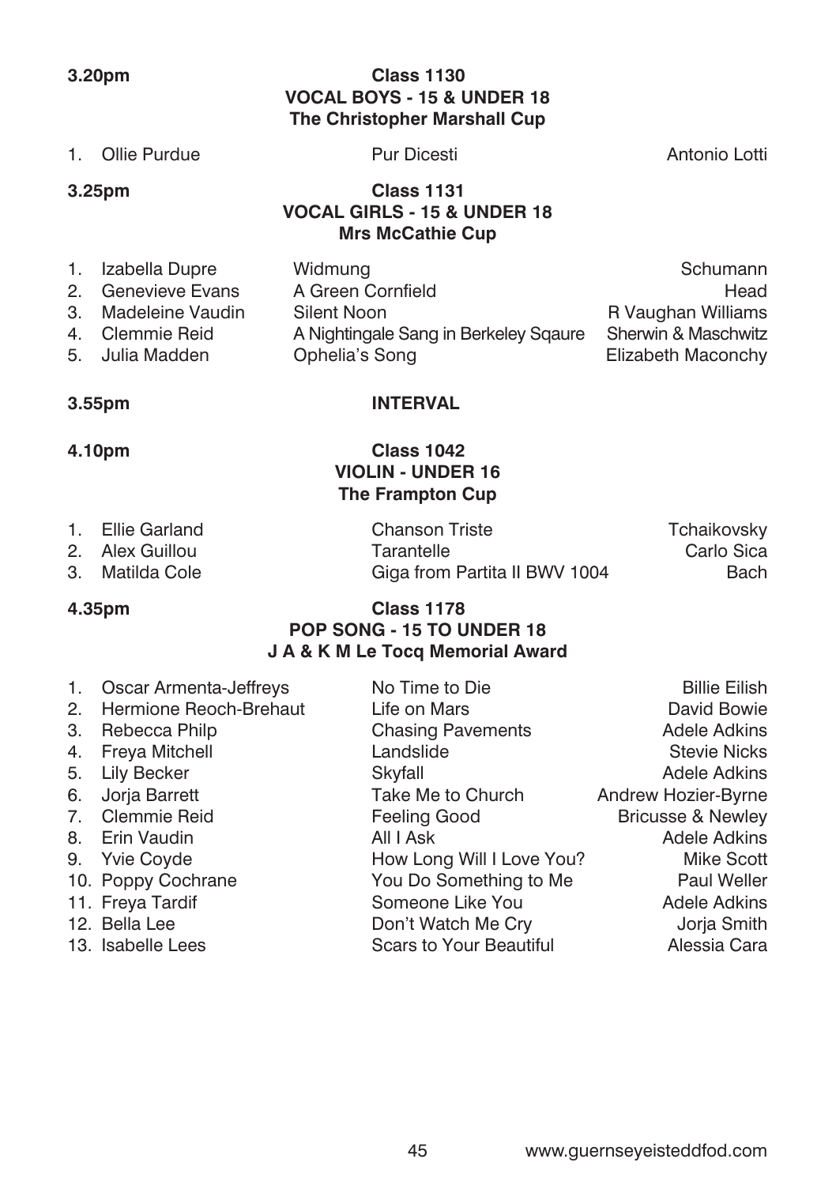**3.20pm** **Class 1130**

**VOCAL BOYS - 15 & UNDER 18**

**The Christopher Marshall Cup**

| | | | |
|---|---|---|---|
| 1. | Ollie Purdue | Pur Dicesti | Antonio Lotti |

**3.25pm** **Class 1131**

**VOCAL GIRLS - 15 & UNDER 18**

**Mrs McCathie Cup**

| | | | |
|---|---|---|---|
| 1. | Izabella Dupre | Widmung | Schumann |
| 2. | Genevieve Evans | A Green Cornfield | Head |
| 3. | Madeleine Vaudin | Silent Noon | R Vaughan Williams |
| 4. | Clemmie Reid | A Nightingale Sang in Berkeley Sqaure | Sherwin & Maschwitz |
| 5. | Julia Madden | Ophelia's Song | Elizabeth Maconchy |

**3.55pm** **INTERVAL**

**4.10pm** **Class 1042**

**VIOLIN - UNDER 16**

**The Frampton Cup**

| | | | |
|---|---|---|---|
| 1. | Ellie Garland | Chanson Triste | Tchaikovsky |
| 2. | Alex Guillou | Tarantelle | Carlo Sica |
| 3. | Matilda Cole | Giga from Partita II BWV 1004 | Bach |

**4.35pm** **Class 1178**

**POP SONG - 15 TO UNDER 18**

**J A & K M Le Tocq Memorial Award**

| | | | |
|---|---|---|---|
| 1. | Oscar Armenta-Jeffreys | No Time to Die | Billie Eilish |
| 2. | Hermione Reoch-Brehaut | Life on Mars | David Bowie |
| 3. | Rebecca Philp | Chasing Pavements | Adele Adkins |
| 4. | Freya Mitchell | Landslide | Stevie Nicks |
| 5. | Lily Becker | Skyfall | Adele Adkins |
| 6. | Jorja Barrett | Take Me to Church | Andrew Hozier-Byrne |
| 7. | Clemmie Reid | Feeling Good | Bricusse & Newley |
| 8. | Erin Vaudin | All I Ask | Adele Adkins |
| 9. | Yvie Coyde | How Long Will I Love You? | Mike Scott |
| 10. | Poppy Cochrane | You Do Something to Me | Paul Weller |
| 11. | Freya Tardif | Someone Like You | Adele Adkins |
| 12. | Bella Lee | Don't Watch Me Cry | Jorja Smith |
| 13. | Isabelle Lees | Scars to Your Beautiful | Alessia Cara |

www.guernseyeisteddfod.com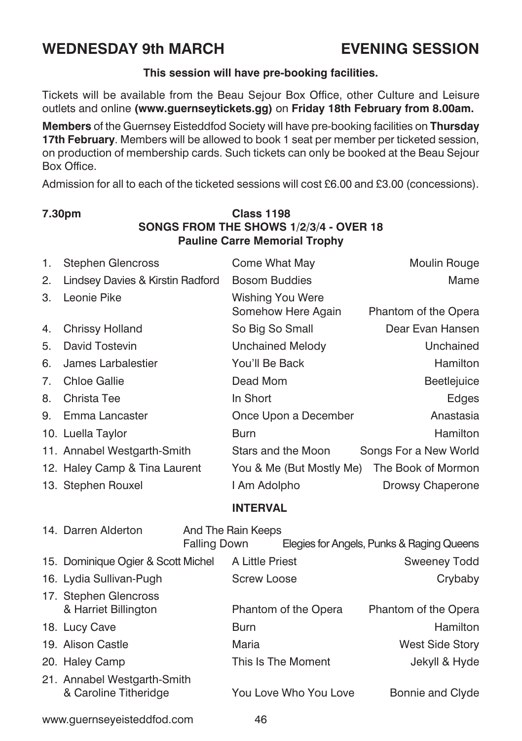# WEDNESDAY 9th MARCH — EVENING SESSION

**This session will have pre-booking facilities.**

Tickets will be available from the Beau Sejour Box Office, other Culture and Leisure outlets and online **(www.guernseytickets.gg)** on **Friday 18th February from 8.00am.**

**Members** of the Guernsey Eisteddfod Society will have pre-booking facilities on **Thursday 17th February**. Members will be allowed to book 1 seat per member per ticketed session, on production of membership cards. Such tickets can only be booked at the Beau Sejour Box Office.

Admission for all to each of the ticketed sessions will cost £6.00 and £3.00 (concessions).

**7.30pm** — **Class 1198**
**SONGS FROM THE SHOWS 1/2/3/4 - OVER 18**
**Pauline Carre Memorial Trophy**

| No. | Performer | Song | Show |
|---|---|---|---|
| 1. | Stephen Glencross | Come What May | Moulin Rouge |
| 2. | Lindsey Davies & Kirstin Radford | Bosom Buddies | Mame |
| 3. | Leonie Pike | Wishing You Were Somehow Here Again | Phantom of the Opera |
| 4. | Chrissy Holland | So Big So Small | Dear Evan Hansen |
| 5. | David Tostevin | Unchained Melody | Unchained |
| 6. | James Larbalestier | You'll Be Back | Hamilton |
| 7. | Chloe Gallie | Dead Mom | Beetlejuice |
| 8. | Christa Tee | In Short | Edges |
| 9. | Emma Lancaster | Once Upon a December | Anastasia |
| 10. | Luella Taylor | Burn | Hamilton |
| 11. | Annabel Westgarth-Smith | Stars and the Moon | Songs For a New World |
| 12. | Haley Camp & Tina Laurent | You & Me (But Mostly Me) | The Book of Mormon |
| 13. | Stephen Rouxel | I Am Adolpho | Drowsy Chaperone |

**INTERVAL**

| No. | Performer | Song | Show |
|---|---|---|---|
| 14. | Darren Alderton | And The Rain Keeps Falling Down | Elegies for Angels, Punks & Raging Queens |
| 15. | Dominique Ogier & Scott Michel | A Little Priest | Sweeney Todd |
| 16. | Lydia Sullivan-Pugh | Screw Loose | Crybaby |
| 17. | Stephen Glencross & Harriet Billington | Phantom of the Opera | Phantom of the Opera |
| 18. | Lucy Cave | Burn | Hamilton |
| 19. | Alison Castle | Maria | West Side Story |
| 20. | Haley Camp | This Is The Moment | Jekyll & Hyde |
| 21. | Annabel Westgarth-Smith & Caroline Titheridge | You Love Who You Love | Bonnie and Clyde |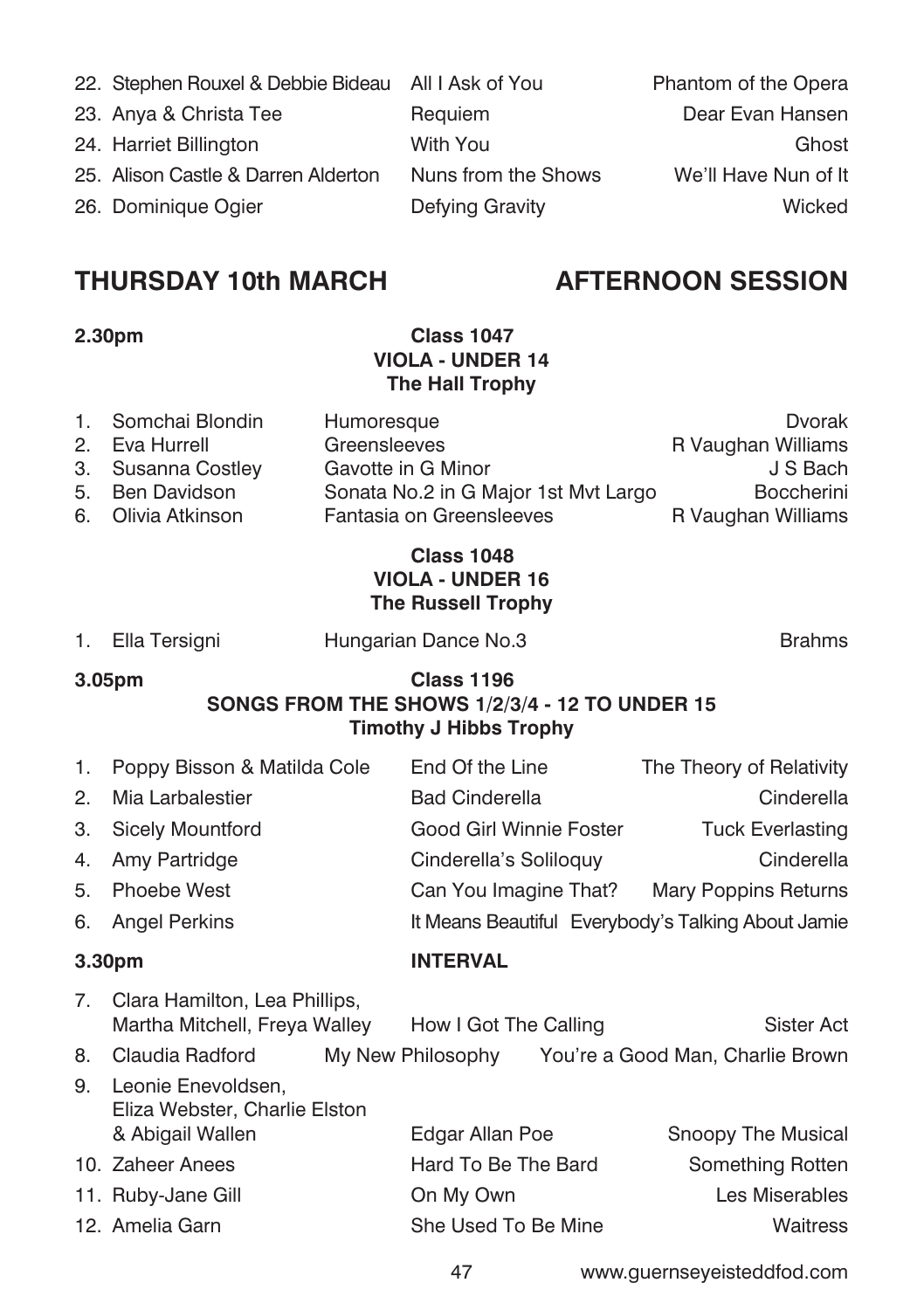| | | |
|---|---|---|
| 22. Stephen Rouxel & Debbie Bideau | All I Ask of You | Phantom of the Opera |
| 23. Anya & Christa Tee | Requiem | Dear Evan Hansen |
| 24. Harriet Billington | With You | Ghost |
| 25. Alison Castle & Darren Alderton | Nuns from the Shows | We'll Have Nun of It |
| 26. Dominique Ogier | Defying Gravity | Wicked |

## THURSDAY 10th MARCH — AFTERNOON SESSION

**2.30pm**

**Class 1047**
**VIOLA - UNDER 14**
**The Hall Trophy**

| | | |
|---|---|---|
| 1. Somchai Blondin | Humoresque | Dvorak |
| 2. Eva Hurrell | Greensleeves | R Vaughan Williams |
| 3. Susanna Costley | Gavotte in G Minor | J S Bach |
| 5. Ben Davidson | Sonata No.2 in G Major 1st Mvt Largo | Boccherini |
| 6. Olivia Atkinson | Fantasia on Greensleeves | R Vaughan Williams |

**Class 1048**
**VIOLA - UNDER 16**
**The Russell Trophy**

| | | |
|---|---|---|
| 1. Ella Tersigni | Hungarian Dance No.3 | Brahms |

**3.05pm**

**Class 1196**
**SONGS FROM THE SHOWS 1/2/3/4 - 12 TO UNDER 15**
**Timothy J Hibbs Trophy**

| | | |
|---|---|---|
| 1. Poppy Bisson & Matilda Cole | End Of the Line | The Theory of Relativity |
| 2. Mia Larbalestier | Bad Cinderella | Cinderella |
| 3. Sicely Mountford | Good Girl Winnie Foster | Tuck Everlasting |
| 4. Amy Partridge | Cinderella's Soliloquy | Cinderella |
| 5. Phoebe West | Can You Imagine That? | Mary Poppins Returns |
| 6. Angel Perkins | It Means Beautiful | Everybody's Talking About Jamie |

**3.30pm INTERVAL**

| | | |
|---|---|---|
| 7. Clara Hamilton, Lea Phillips, Martha Mitchell, Freya Walley | How I Got The Calling | Sister Act |
| 8. Claudia Radford | My New Philosophy | You're a Good Man, Charlie Brown |
| 9. Leonie Enevoldsen, Eliza Webster, Charlie Elston & Abigail Wallen | Edgar Allan Poe | Snoopy The Musical |
| 10. Zaheer Anees | Hard To Be The Bard | Something Rotten |
| 11. Ruby-Jane Gill | On My Own | Les Miserables |
| 12. Amelia Garn | She Used To Be Mine | Waitress |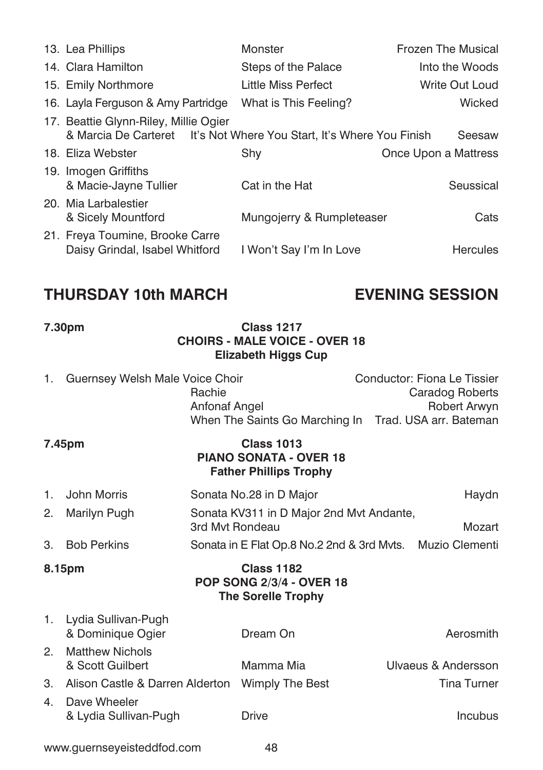| | | |
|---|---|---|
| 13. Lea Phillips | Monster | Frozen The Musical |
| 14. Clara Hamilton | Steps of the Palace | Into the Woods |
| 15. Emily Northmore | Little Miss Perfect | Write Out Loud |
| 16. Layla Ferguson & Amy Partridge | What is This Feeling? | Wicked |
| 17. Beattie Glynn-Riley, Millie Ogier & Marcia De Carteret | It's Not Where You Start, It's Where You Finish | Seesaw |
| 18. Eliza Webster | Shy | Once Upon a Mattress |
| 19. Imogen Griffiths & Macie-Jayne Tullier | Cat in the Hat | Seussical |
| 20. Mia Larbalestier & Sicely Mountford | Mungojerry & Rumpleteaser | Cats |
| 21. Freya Toumine, Brooke Carre Daisy Grindal, Isabel Whitford | I Won't Say I'm In Love | Hercules |

## THURSDAY 10th MARCH — EVENING SESSION

**7.30pm**

**Class 1217**
**CHOIRS - MALE VOICE - OVER 18**
**Elizabeth Higgs Cup**

1. Guernsey Welsh Male Voice Choir — Conductor: Fiona Le Tissier
   - Rachie — Caradog Roberts
   - Anfonaf Angel — Robert Arwyn
   - When The Saints Go Marching In — Trad. USA arr. Bateman

**7.45pm**

**Class 1013**
**PIANO SONATA - OVER 18**
**Father Phillips Trophy**

| | | |
|---|---|---|
| 1. John Morris | Sonata No.28 in D Major | Haydn |
| 2. Marilyn Pugh | Sonata KV311 in D Major 2nd Mvt Andante, 3rd Mvt Rondeau | Mozart |
| 3. Bob Perkins | Sonata in E Flat Op.8 No.2 2nd & 3rd Mvts. | Muzio Clementi |

**8.15pm**

**Class 1182**
**POP SONG 2/3/4 - OVER 18**
**The Sorelle Trophy**

| | | |
|---|---|---|
| 1. Lydia Sullivan-Pugh & Dominique Ogier | Dream On | Aerosmith |
| 2. Matthew Nichols & Scott Guilbert | Mamma Mia | Ulvaeus & Andersson |
| 3. Alison Castle & Darren Alderton | Wimply The Best | Tina Turner |
| 4. Dave Wheeler & Lydia Sullivan-Pugh | Drive | Incubus |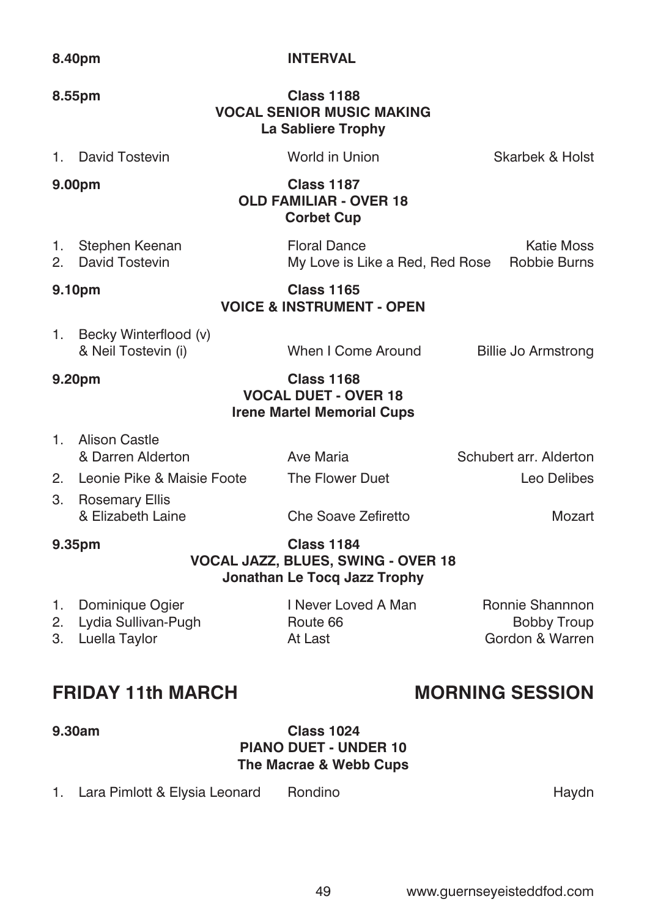**8.40pm** **INTERVAL**

**8.55pm** **Class 1188**
**VOCAL SENIOR MUSIC MAKING**
**La Sabliere Trophy**

| | | |
|---|---|---|
| 1. David Tostevin | World in Union | Skarbek & Holst |

**9.00pm** **Class 1187**
**OLD FAMILIAR - OVER 18**
**Corbet Cup**

| | | |
|---|---|---|
| 1. Stephen Keenan | Floral Dance | Katie Moss |
| 2. David Tostevin | My Love is Like a Red, Red Rose | Robbie Burns |

**9.10pm** **Class 1165**
**VOICE & INSTRUMENT - OPEN**

| | | |
|---|---|---|
| 1. Becky Winterflood (v) & Neil Tostevin (i) | When I Come Around | Billie Jo Armstrong |

**9.20pm** **Class 1168**
**VOCAL DUET - OVER 18**
**Irene Martel Memorial Cups**

| | | |
|---|---|---|
| 1. Alison Castle & Darren Alderton | Ave Maria | Schubert arr. Alderton |
| 2. Leonie Pike & Maisie Foote | The Flower Duet | Leo Delibes |
| 3. Rosemary Ellis & Elizabeth Laine | Che Soave Zefiretto | Mozart |

**9.35pm** **Class 1184**
**VOCAL JAZZ, BLUES, SWING - OVER 18**
**Jonathan Le Tocq Jazz Trophy**

| | | |
|---|---|---|
| 1. Dominique Ogier | I Never Loved A Man | Ronnie Shannnon |
| 2. Lydia Sullivan-Pugh | Route 66 | Bobby Troup |
| 3. Luella Taylor | At Last | Gordon & Warren |

## FRIDAY 11th MARCH — MORNING SESSION

**9.30am** **Class 1024**
**PIANO DUET - UNDER 10**
**The Macrae & Webb Cups**

| | | |
|---|---|---|
| 1. Lara Pimlott & Elysia Leonard | Rondino | Haydn |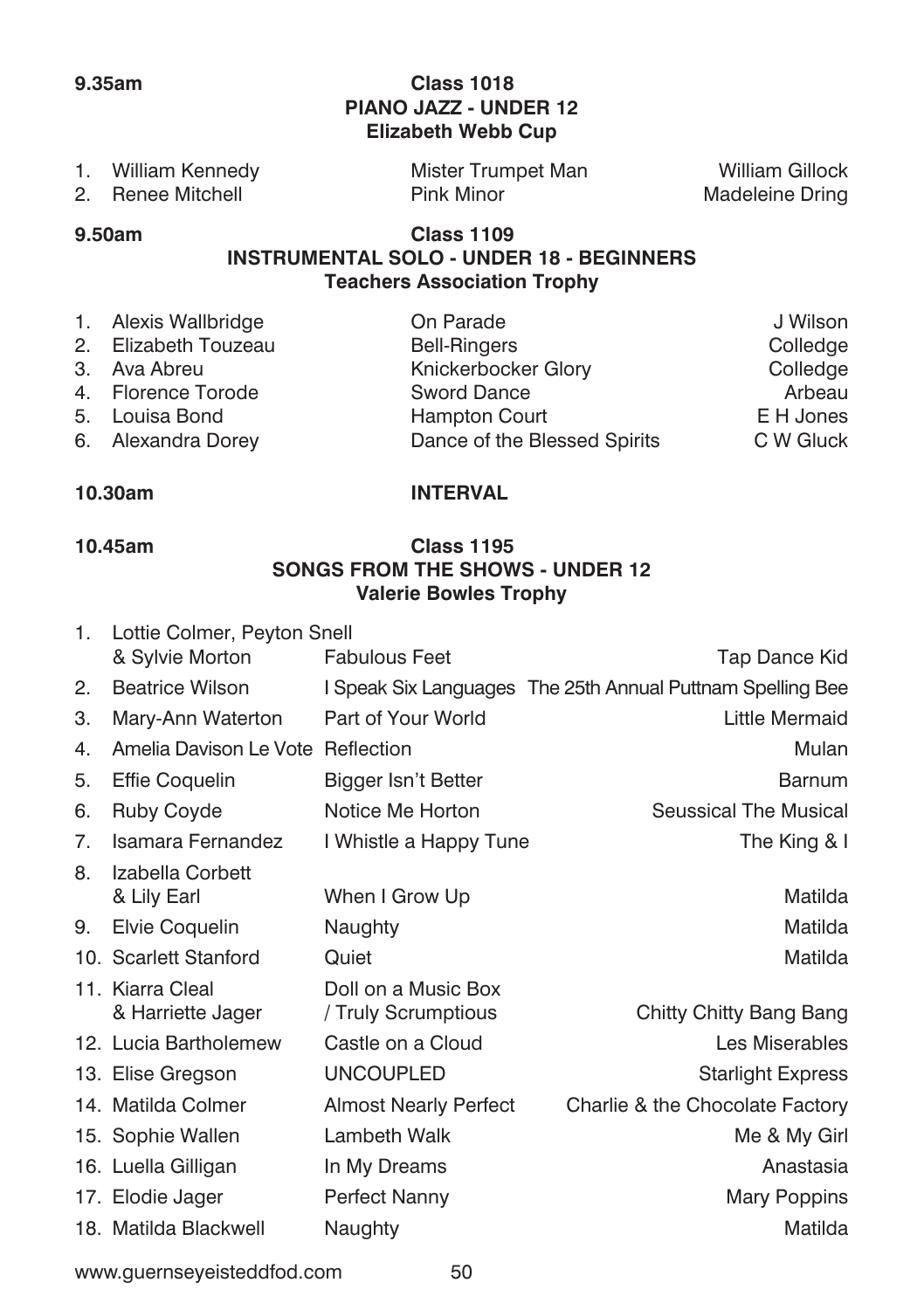**9.35am** **Class 1018**

**PIANO JAZZ - UNDER 12**

**Elizabeth Webb Cup**

| | | |
|---|---|---|
| 1. William Kennedy | Mister Trumpet Man | William Gillock |
| 2. Renee Mitchell | Pink Minor | Madeleine Dring |

**9.50am** **Class 1109**

**INSTRUMENTAL SOLO - UNDER 18 - BEGINNERS**

**Teachers Association Trophy**

| | | |
|---|---|---|
| 1. Alexis Wallbridge | On Parade | J Wilson |
| 2. Elizabeth Touzeau | Bell-Ringers | Colledge |
| 3. Ava Abreu | Knickerbocker Glory | Colledge |
| 4. Florence Torode | Sword Dance | Arbeau |
| 5. Louisa Bond | Hampton Court | E H Jones |
| 6. Alexandra Dorey | Dance of the Blessed Spirits | C W Gluck |

**10.30am** **INTERVAL**

**10.45am** **Class 1195**

**SONGS FROM THE SHOWS - UNDER 12**

**Valerie Bowles Trophy**

| | | |
|---|---|---|
| 1. Lottie Colmer, Peyton Snell & Sylvie Morton | Fabulous Feet | Tap Dance Kid |
| 2. Beatrice Wilson | I Speak Six Languages | The 25th Annual Puttnam Spelling Bee |
| 3. Mary-Ann Waterton | Part of Your World | Little Mermaid |
| 4. Amelia Davison Le Vote | Reflection | Mulan |
| 5. Effie Coquelin | Bigger Isn't Better | Barnum |
| 6. Ruby Coyde | Notice Me Horton | Seussical The Musical |
| 7. Isamara Fernandez | I Whistle a Happy Tune | The King & I |
| 8. Izabella Corbett & Lily Earl | When I Grow Up | Matilda |
| 9. Elvie Coquelin | Naughty | Matilda |
| 10. Scarlett Stanford | Quiet | Matilda |
| 11. Kiarra Cleal & Harriette Jager | Doll on a Music Box / Truly Scrumptious | Chitty Chitty Bang Bang |
| 12. Lucia Bartholemew | Castle on a Cloud | Les Miserables |
| 13. Elise Gregson | UNCOUPLED | Starlight Express |
| 14. Matilda Colmer | Almost Nearly Perfect | Charlie & the Chocolate Factory |
| 15. Sophie Wallen | Lambeth Walk | Me & My Girl |
| 16. Luella Gilligan | In My Dreams | Anastasia |
| 17. Elodie Jager | Perfect Nanny | Mary Poppins |
| 18. Matilda Blackwell | Naughty | Matilda |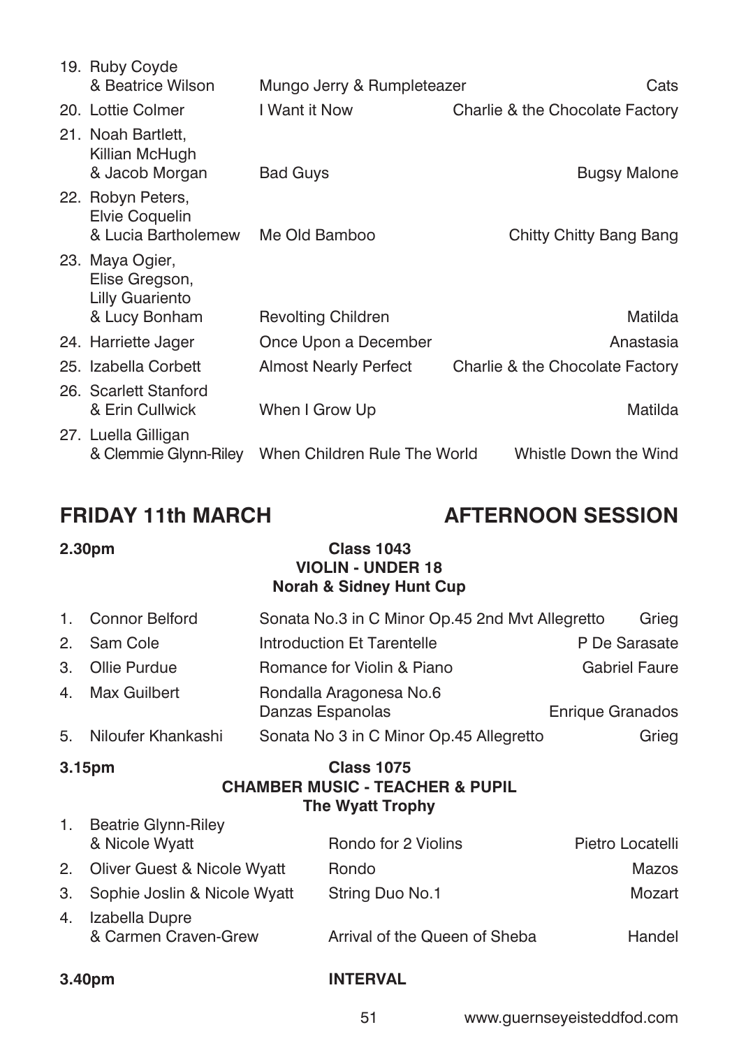| | | |
|---|---|---|
| 19. Ruby Coyde & Beatrice Wilson | Mungo Jerry & Rumpleteazer | Cats |
| 20. Lottie Colmer | I Want it Now | Charlie & the Chocolate Factory |
| 21. Noah Bartlett, Killian McHugh & Jacob Morgan | Bad Guys | Bugsy Malone |
| 22. Robyn Peters, Elvie Coquelin & Lucia Bartholemew | Me Old Bamboo | Chitty Chitty Bang Bang |
| 23. Maya Ogier, Elise Gregson, Lilly Guariento & Lucy Bonham | Revolting Children | Matilda |
| 24. Harriette Jager | Once Upon a December | Anastasia |
| 25. Izabella Corbett | Almost Nearly Perfect | Charlie & the Chocolate Factory |
| 26. Scarlett Stanford & Erin Cullwick | When I Grow Up | Matilda |
| 27. Luella Gilligan & Clemmie Glynn-Riley | When Children Rule The World | Whistle Down the Wind |

## FRIDAY 11th MARCH — AFTERNOON SESSION

**2.30pm** — **Class 1043**
**VIOLIN - UNDER 18**
**Norah & Sidney Hunt Cup**

| | | |
|---|---|---|
| 1. Connor Belford | Sonata No.3 in C Minor Op.45 2nd Mvt Allegretto | Grieg |
| 2. Sam Cole | Introduction Et Tarentelle | P De Sarasate |
| 3. Ollie Purdue | Romance for Violin & Piano | Gabriel Faure |
| 4. Max Guilbert | Rondalla Aragonesa No.6 Danzas Espanolas | Enrique Granados |
| 5. Niloufer Khankashi | Sonata No 3 in C Minor Op.45 Allegretto | Grieg |

**3.15pm** — **Class 1075**
**CHAMBER MUSIC - TEACHER & PUPIL**
**The Wyatt Trophy**

| | | |
|---|---|---|
| 1. Beatrie Glynn-Riley & Nicole Wyatt | Rondo for 2 Violins | Pietro Locatelli |
| 2. Oliver Guest & Nicole Wyatt | Rondo | Mazos |
| 3. Sophie Joslin & Nicole Wyatt | String Duo No.1 | Mozart |
| 4. Izabella Dupre & Carmen Craven-Grew | Arrival of the Queen of Sheba | Handel |

**3.40pm** — **INTERVAL**

www.guernseyeisteddfod.com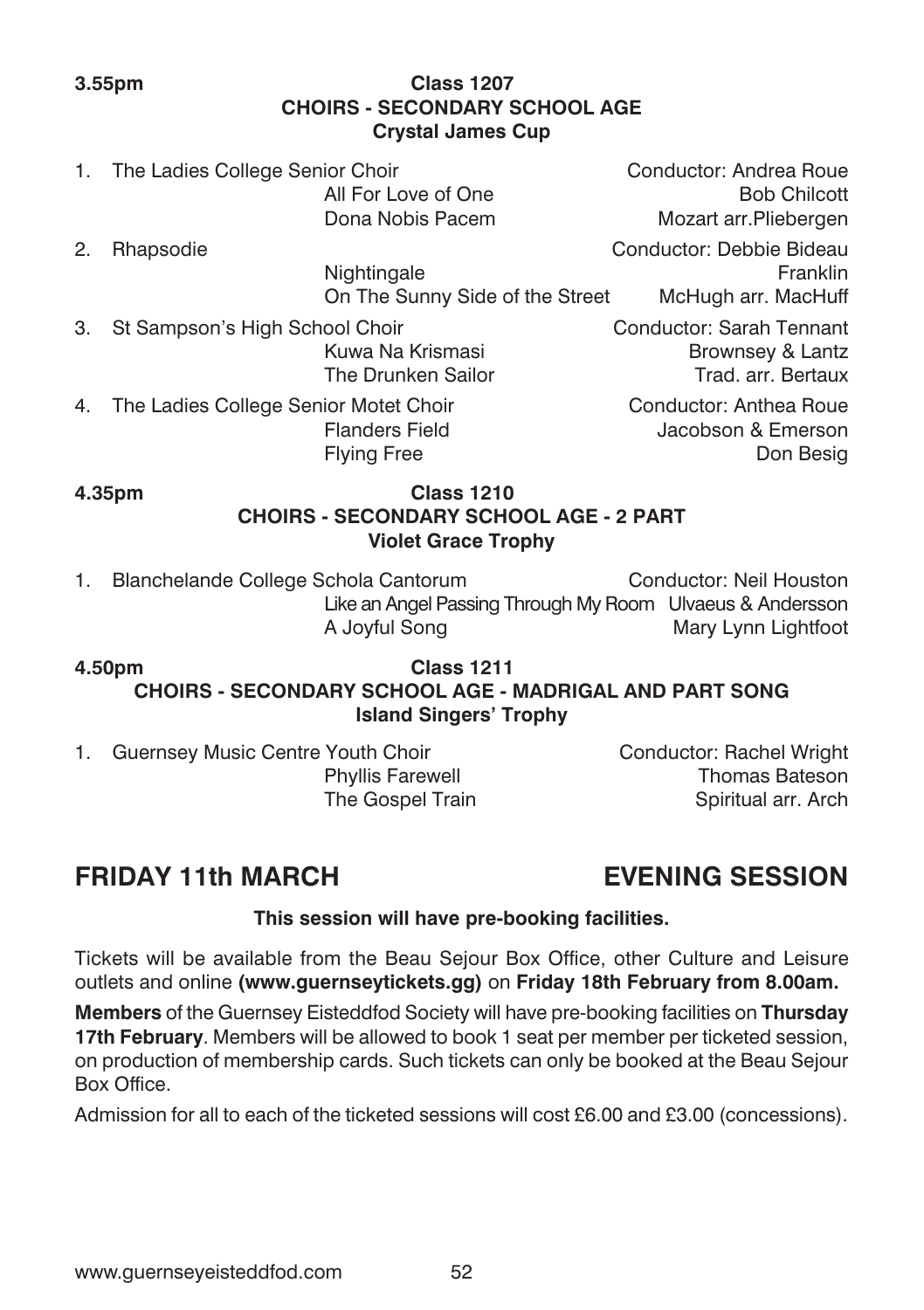**3.55pm** **Class 1207**

### CHOIRS - SECONDARY SCHOOL AGE
**Crystal James Cup**

1. The Ladies College Senior Choir — Conductor: Andrea Roue
   - All For Love of One — Bob Chilcott
   - Dona Nobis Pacem — Mozart arr.Pliebergen
2. Rhapsodie — Conductor: Debbie Bideau
   - Nightingale — Franklin
   - On The Sunny Side of the Street — McHugh arr. MacHuff
3. St Sampson's High School Choir — Conductor: Sarah Tennant
   - Kuwa Na Krismasi — Brownsey & Lantz
   - The Drunken Sailor — Trad. arr. Bertaux
4. The Ladies College Senior Motet Choir — Conductor: Anthea Roue
   - Flanders Field — Jacobson & Emerson
   - Flying Free — Don Besig

**4.35pm** **Class 1210**

### CHOIRS - SECONDARY SCHOOL AGE - 2 PART
**Violet Grace Trophy**

1. Blanchelande College Schola Cantorum — Conductor: Neil Houston
   - Like an Angel Passing Through My Room — Ulvaeus & Andersson
   - A Joyful Song — Mary Lynn Lightfoot

**4.50pm** **Class 1211**

### CHOIRS - SECONDARY SCHOOL AGE - MADRIGAL AND PART SONG
**Island Singers' Trophy**

1. Guernsey Music Centre Youth Choir — Conductor: Rachel Wright
   - Phyllis Farewell — Thomas Bateson
   - The Gospel Train — Spiritual arr. Arch

## FRIDAY 11th MARCH — EVENING SESSION

**This session will have pre-booking facilities.**

Tickets will be available from the Beau Sejour Box Office, other Culture and Leisure outlets and online **(www.guernseytickets.gg)** on **Friday 18th February from 8.00am.**

**Members** of the Guernsey Eisteddfod Society will have pre-booking facilities on **Thursday 17th February**. Members will be allowed to book 1 seat per member per ticketed session, on production of membership cards. Such tickets can only be booked at the Beau Sejour Box Office.

Admission for all to each of the ticketed sessions will cost £6.00 and £3.00 (concessions).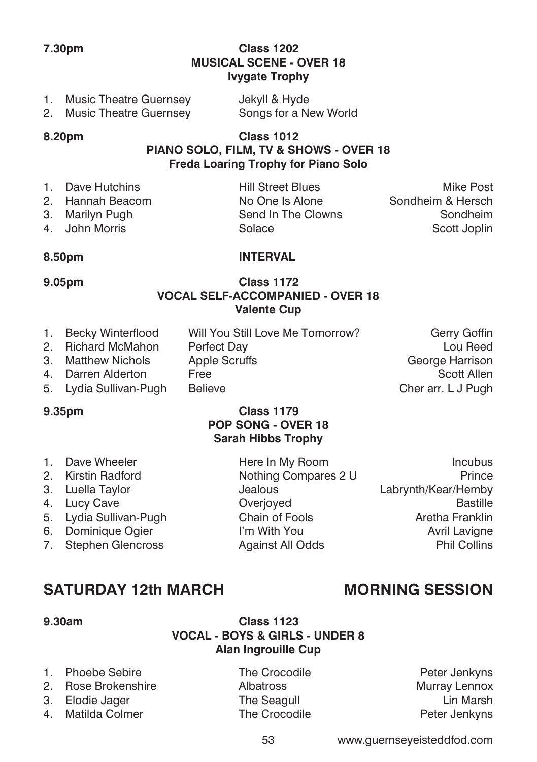**7.30pm** **Class 1202**

**MUSICAL SCENE - OVER 18**

**Ivygate Trophy**

| | | |
|---|---|---|
| 1. | Music Theatre Guernsey | Jekyll & Hyde |
| 2. | Music Theatre Guernsey | Songs for a New World |

**8.20pm** **Class 1012**

**PIANO SOLO, FILM, TV & SHOWS - OVER 18**

**Freda Loaring Trophy for Piano Solo**

| | | | |
|---|---|---|---|
| 1. | Dave Hutchins | Hill Street Blues | Mike Post |
| 2. | Hannah Beacom | No One Is Alone | Sondheim & Hersch |
| 3. | Marilyn Pugh | Send In The Clowns | Sondheim |
| 4. | John Morris | Solace | Scott Joplin |

**8.50pm** **INTERVAL**

**9.05pm** **Class 1172**

**VOCAL SELF-ACCOMPANIED - OVER 18**

**Valente Cup**

| | | | |
|---|---|---|---|
| 1. | Becky Winterflood | Will You Still Love Me Tomorrow? | Gerry Goffin |
| 2. | Richard McMahon | Perfect Day | Lou Reed |
| 3. | Matthew Nichols | Apple Scruffs | George Harrison |
| 4. | Darren Alderton | Free | Scott Allen |
| 5. | Lydia Sullivan-Pugh | Believe | Cher arr. L J Pugh |

**9.35pm** **Class 1179**

**POP SONG - OVER 18**

**Sarah Hibbs Trophy**

| | | | |
|---|---|---|---|
| 1. | Dave Wheeler | Here In My Room | Incubus |
| 2. | Kirstin Radford | Nothing Compares 2 U | Prince |
| 3. | Luella Taylor | Jealous | Labrynth/Kear/Hemby |
| 4. | Lucy Cave | Overjoyed | Bastille |
| 5. | Lydia Sullivan-Pugh | Chain of Fools | Aretha Franklin |
| 6. | Dominique Ogier | I'm With You | Avril Lavigne |
| 7. | Stephen Glencross | Against All Odds | Phil Collins |

## SATURDAY 12th MARCH — MORNING SESSION

**9.30am** **Class 1123**

**VOCAL - BOYS & GIRLS - UNDER 8**

**Alan Ingrouille Cup**

| | | | |
|---|---|---|---|
| 1. | Phoebe Sebire | The Crocodile | Peter Jenkyns |
| 2. | Rose Brokenshire | Albatross | Murray Lennox |
| 3. | Elodie Jager | The Seagull | Lin Marsh |
| 4. | Matilda Colmer | The Crocodile | Peter Jenkyns |

www.guernseyeisteddfod.com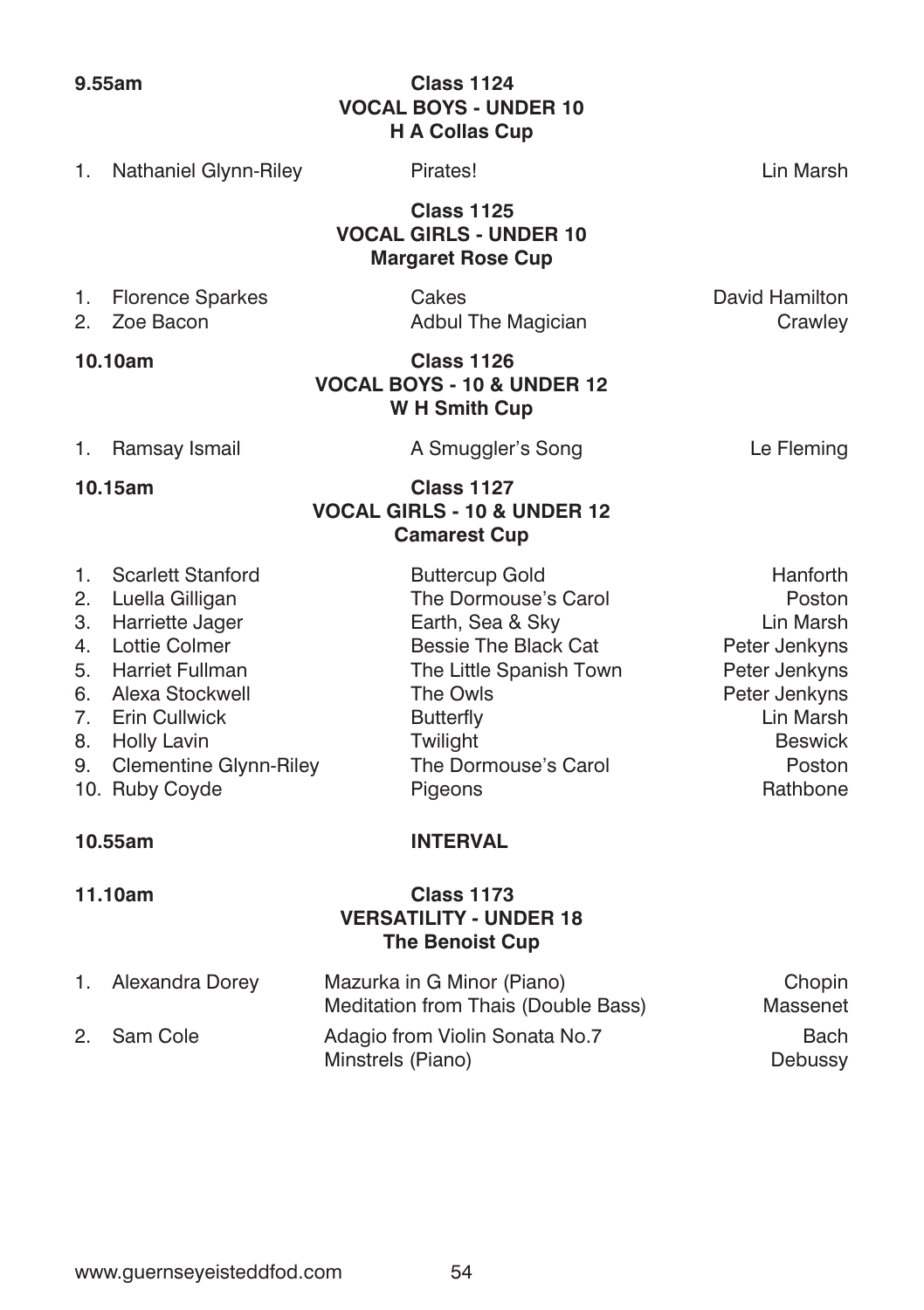**9.55am**

**Class 1124**
**VOCAL BOYS - UNDER 10**
**H A Collas Cup**

| | Name | Piece | Composer |
|---|---|---|---|
| 1. | Nathaniel Glynn-Riley | Pirates! | Lin Marsh |

**Class 1125**
**VOCAL GIRLS - UNDER 10**
**Margaret Rose Cup**

| | Name | Piece | Composer |
|---|---|---|---|
| 1. | Florence Sparkes | Cakes | David Hamilton |
| 2. | Zoe Bacon | Adbul The Magician | Crawley |

**10.10am**

**Class 1126**
**VOCAL BOYS - 10 & UNDER 12**
**W H Smith Cup**

| | Name | Piece | Composer |
|---|---|---|---|
| 1. | Ramsay Ismail | A Smuggler's Song | Le Fleming |

**10.15am**

**Class 1127**
**VOCAL GIRLS - 10 & UNDER 12**
**Camarest Cup**

| | Name | Piece | Composer |
|---|---|---|---|
| 1. | Scarlett Stanford | Buttercup Gold | Hanforth |
| 2. | Luella Gilligan | The Dormouse's Carol | Poston |
| 3. | Harriette Jager | Earth, Sea & Sky | Lin Marsh |
| 4. | Lottie Colmer | Bessie The Black Cat | Peter Jenkyns |
| 5. | Harriet Fullman | The Little Spanish Town | Peter Jenkyns |
| 6. | Alexa Stockwell | The Owls | Peter Jenkyns |
| 7. | Erin Cullwick | Butterfly | Lin Marsh |
| 8. | Holly Lavin | Twilight | Beswick |
| 9. | Clementine Glynn-Riley | The Dormouse's Carol | Poston |
| 10. | Ruby Coyde | Pigeons | Rathbone |

**10.55am** **INTERVAL**

**11.10am**

**Class 1173**
**VERSATILITY - UNDER 18**
**The Benoist Cup**

| | Name | Piece | Composer |
|---|---|---|---|
| 1. | Alexandra Dorey | Mazurka in G Minor (Piano) | Chopin |
| | | Meditation from Thais (Double Bass) | Massenet |
| 2. | Sam Cole | Adagio from Violin Sonata No.7 | Bach |
| | | Minstrels (Piano) | Debussy |

www.guernseyeisteddfod.com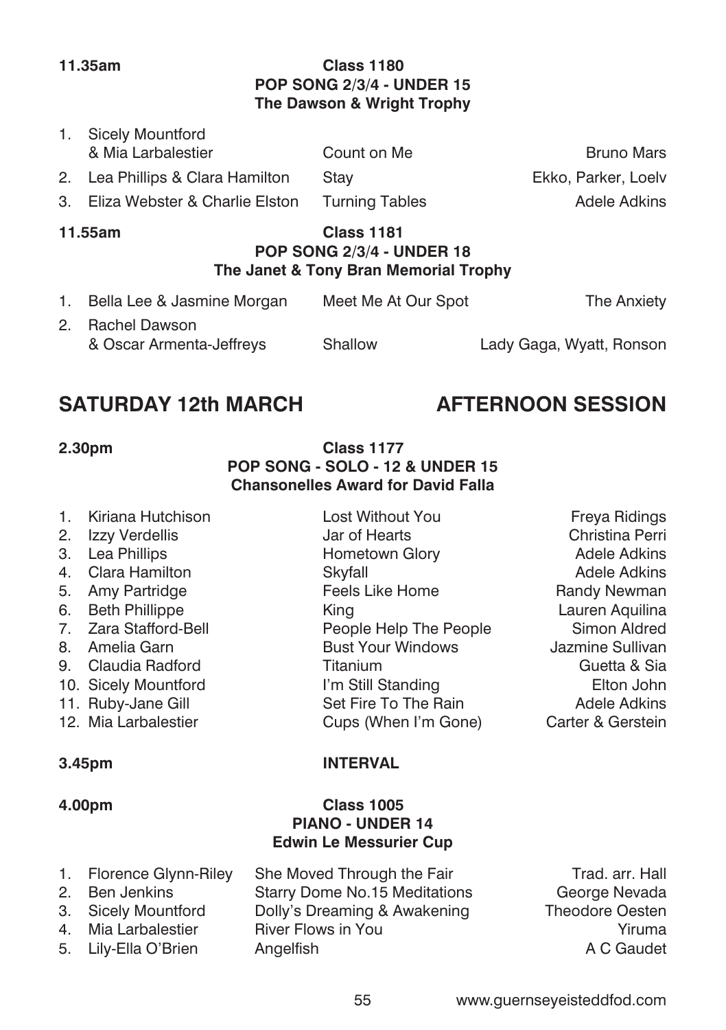**11.35am** **Class 1180**
**POP SONG 2/3/4 - UNDER 15**
**The Dawson & Wright Trophy**

| | Performers | Song | Composer |
|---|---|---|---|
| 1. | Sicely Mountford & Mia Larbalestier | Count on Me | Bruno Mars |
| 2. | Lea Phillips & Clara Hamilton | Stay | Ekko, Parker, Loelv |
| 3. | Eliza Webster & Charlie Elston | Turning Tables | Adele Adkins |

**11.55am** **Class 1181**
**POP SONG 2/3/4 - UNDER 18**
**The Janet & Tony Bran Memorial Trophy**

| | Performers | Song | Composer |
|---|---|---|---|
| 1. | Bella Lee & Jasmine Morgan | Meet Me At Our Spot | The Anxiety |
| 2. | Rachel Dawson & Oscar Armenta-Jeffreys | Shallow | Lady Gaga, Wyatt, Ronson |

## SATURDAY 12th MARCH — AFTERNOON SESSION

**2.30pm** **Class 1177**
**POP SONG - SOLO - 12 & UNDER 15**
**Chansonelles Award for David Falla**

| | Performer | Song | Composer |
|---|---|---|---|
| 1. | Kiriana Hutchison | Lost Without You | Freya Ridings |
| 2. | Izzy Verdellis | Jar of Hearts | Christina Perri |
| 3. | Lea Phillips | Hometown Glory | Adele Adkins |
| 4. | Clara Hamilton | Skyfall | Adele Adkins |
| 5. | Amy Partridge | Feels Like Home | Randy Newman |
| 6. | Beth Phillippe | King | Lauren Aquilina |
| 7. | Zara Stafford-Bell | People Help The People | Simon Aldred |
| 8. | Amelia Garn | Bust Your Windows | Jazmine Sullivan |
| 9. | Claudia Radford | Titanium | Guetta & Sia |
| 10. | Sicely Mountford | I'm Still Standing | Elton John |
| 11. | Ruby-Jane Gill | Set Fire To The Rain | Adele Adkins |
| 12. | Mia Larbalestier | Cups (When I'm Gone) | Carter & Gerstein |

**3.45pm** **INTERVAL**

**4.00pm** **Class 1005**
**PIANO - UNDER 14**
**Edwin Le Messurier Cup**

| | Performer | Piece | Composer |
|---|---|---|---|
| 1. | Florence Glynn-Riley | She Moved Through the Fair | Trad. arr. Hall |
| 2. | Ben Jenkins | Starry Dome No.15 Meditations | George Nevada |
| 3. | Sicely Mountford | Dolly's Dreaming & Awakening | Theodore Oesten |
| 4. | Mia Larbalestier | River Flows in You | Yiruma |
| 5. | Lily-Ella O'Brien | Angelfish | A C Gaudet |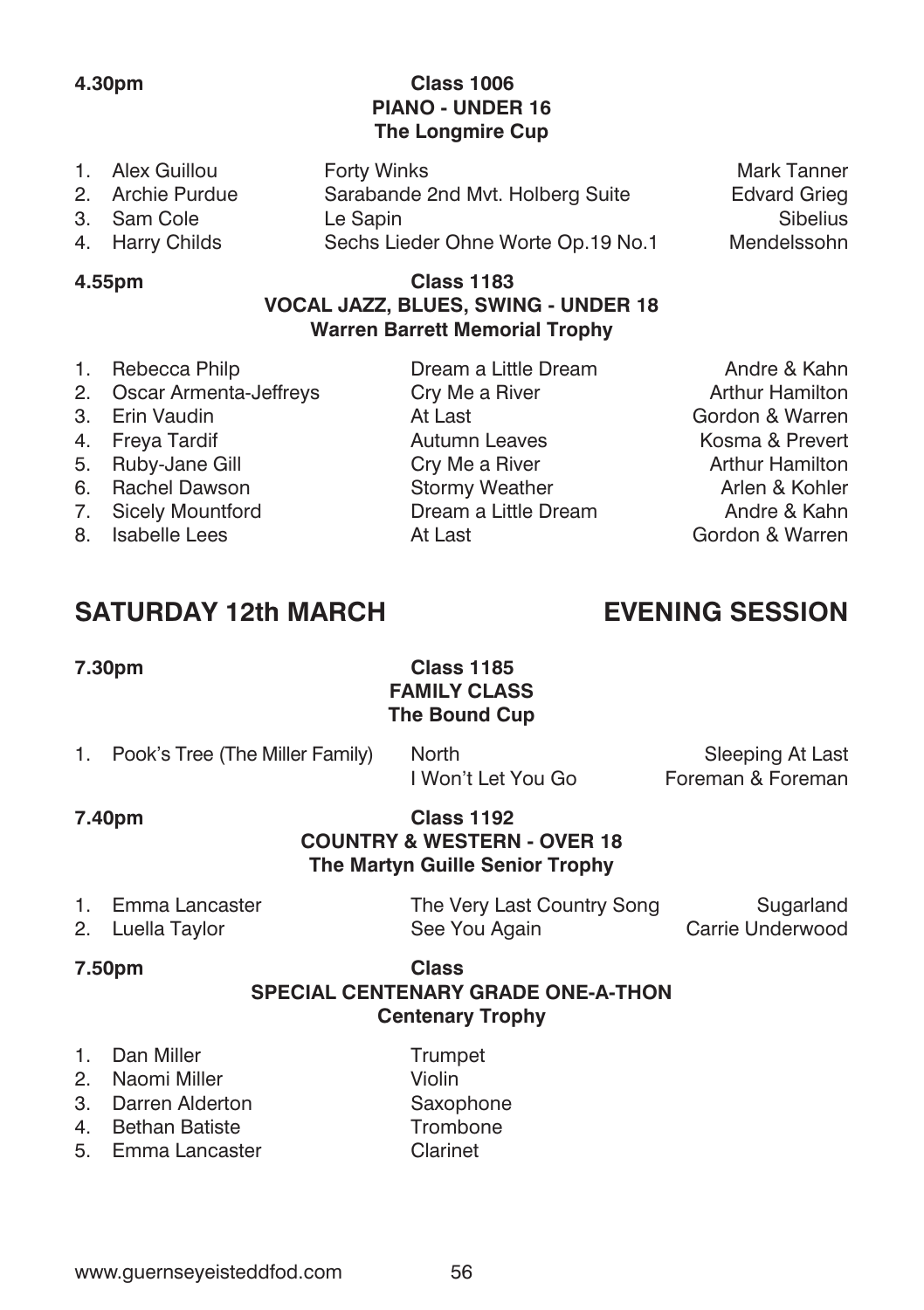**4.30pm** **Class 1006**

**PIANO - UNDER 16**

**The Longmire Cup**

| | | | |
|---|---|---|---|
| 1. | Alex Guillou | Forty Winks | Mark Tanner |
| 2. | Archie Purdue | Sarabande 2nd Mvt. Holberg Suite | Edvard Grieg |
| 3. | Sam Cole | Le Sapin | Sibelius |
| 4. | Harry Childs | Sechs Lieder Ohne Worte Op.19 No.1 | Mendelssohn |

**4.55pm** **Class 1183**

**VOCAL JAZZ, BLUES, SWING - UNDER 18**

**Warren Barrett Memorial Trophy**

| | | | |
|---|---|---|---|
| 1. | Rebecca Philp | Dream a Little Dream | Andre & Kahn |
| 2. | Oscar Armenta-Jeffreys | Cry Me a River | Arthur Hamilton |
| 3. | Erin Vaudin | At Last | Gordon & Warren |
| 4. | Freya Tardif | Autumn Leaves | Kosma & Prevert |
| 5. | Ruby-Jane Gill | Cry Me a River | Arthur Hamilton |
| 6. | Rachel Dawson | Stormy Weather | Arlen & Kohler |
| 7. | Sicely Mountford | Dream a Little Dream | Andre & Kahn |
| 8. | Isabelle Lees | At Last | Gordon & Warren |

## SATURDAY 12th MARCH — EVENING SESSION

**7.30pm** **Class 1185**

**FAMILY CLASS**

**The Bound Cup**

| | | | |
|---|---|---|---|
| 1. | Pook's Tree (The Miller Family) | North | Sleeping At Last |
| | | I Won't Let You Go | Foreman & Foreman |

**7.40pm** **Class 1192**

**COUNTRY & WESTERN - OVER 18**

**The Martyn Guille Senior Trophy**

| | | | |
|---|---|---|---|
| 1. | Emma Lancaster | The Very Last Country Song | Sugarland |
| 2. | Luella Taylor | See You Again | Carrie Underwood |

**7.50pm** **Class**

**SPECIAL CENTENARY GRADE ONE-A-THON**

**Centenary Trophy**

| | | |
|---|---|---|
| 1. | Dan Miller | Trumpet |
| 2. | Naomi Miller | Violin |
| 3. | Darren Alderton | Saxophone |
| 4. | Bethan Batiste | Trombone |
| 5. | Emma Lancaster | Clarinet |

www.guernseyeisteddfod.com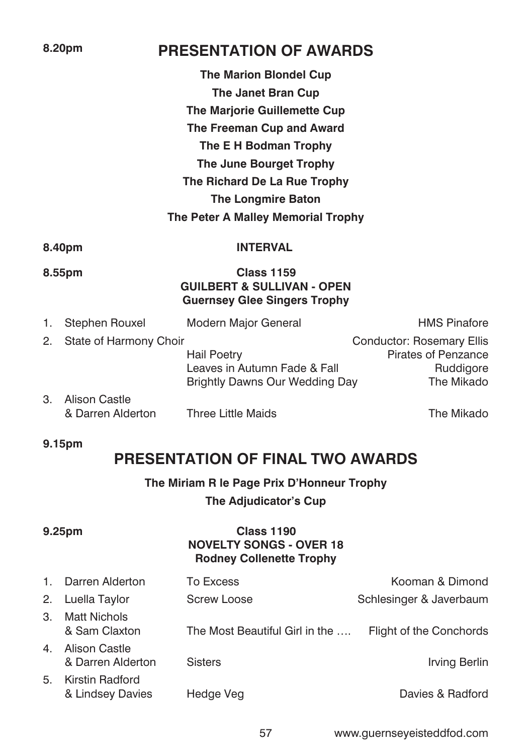**8.20pm**

## PRESENTATION OF AWARDS

**The Marion Blondel Cup**

**The Janet Bran Cup**

**The Marjorie Guillemette Cup**

**The Freeman Cup and Award**

**The E H Bodman Trophy**

**The June Bourget Trophy**

**The Richard De La Rue Trophy**

**The Longmire Baton**

**The Peter A Malley Memorial Trophy**

**8.40pm** **INTERVAL**

**8.55pm** **Class 1159**
**GUILBERT & SULLIVAN - OPEN**
**Guernsey Glee Singers Trophy**

| | | | |
|---|---|---|---|
| 1. | Stephen Rouxel | Modern Major General | HMS Pinafore |
| 2. | State of Harmony Choir | | Conductor: Rosemary Ellis |
| | | Hail Poetry | Pirates of Penzance |
| | | Leaves in Autumn Fade & Fall | Ruddigore |
| | | Brightly Dawns Our Wedding Day | The Mikado |
| 3. | Alison Castle & Darren Alderton | Three Little Maids | The Mikado |

**9.15pm**

## PRESENTATION OF FINAL TWO AWARDS

**The Miriam R le Page Prix D'Honneur Trophy**

**The Adjudicator's Cup**

**9.25pm** **Class 1190**
**NOVELTY SONGS - OVER 18**
**Rodney Collenette Trophy**

| | | | |
|---|---|---|---|
| 1. | Darren Alderton | To Excess | Kooman & Dimond |
| 2. | Luella Taylor | Screw Loose | Schlesinger & Javerbaum |
| 3. | Matt Nichols & Sam Claxton | The Most Beautiful Girl in the …. | Flight of the Conchords |
| 4. | Alison Castle & Darren Alderton | Sisters | Irving Berlin |
| 5. | Kirstin Radford & Lindsey Davies | Hedge Veg | Davies & Radford |

www.guernseyeisteddfod.com